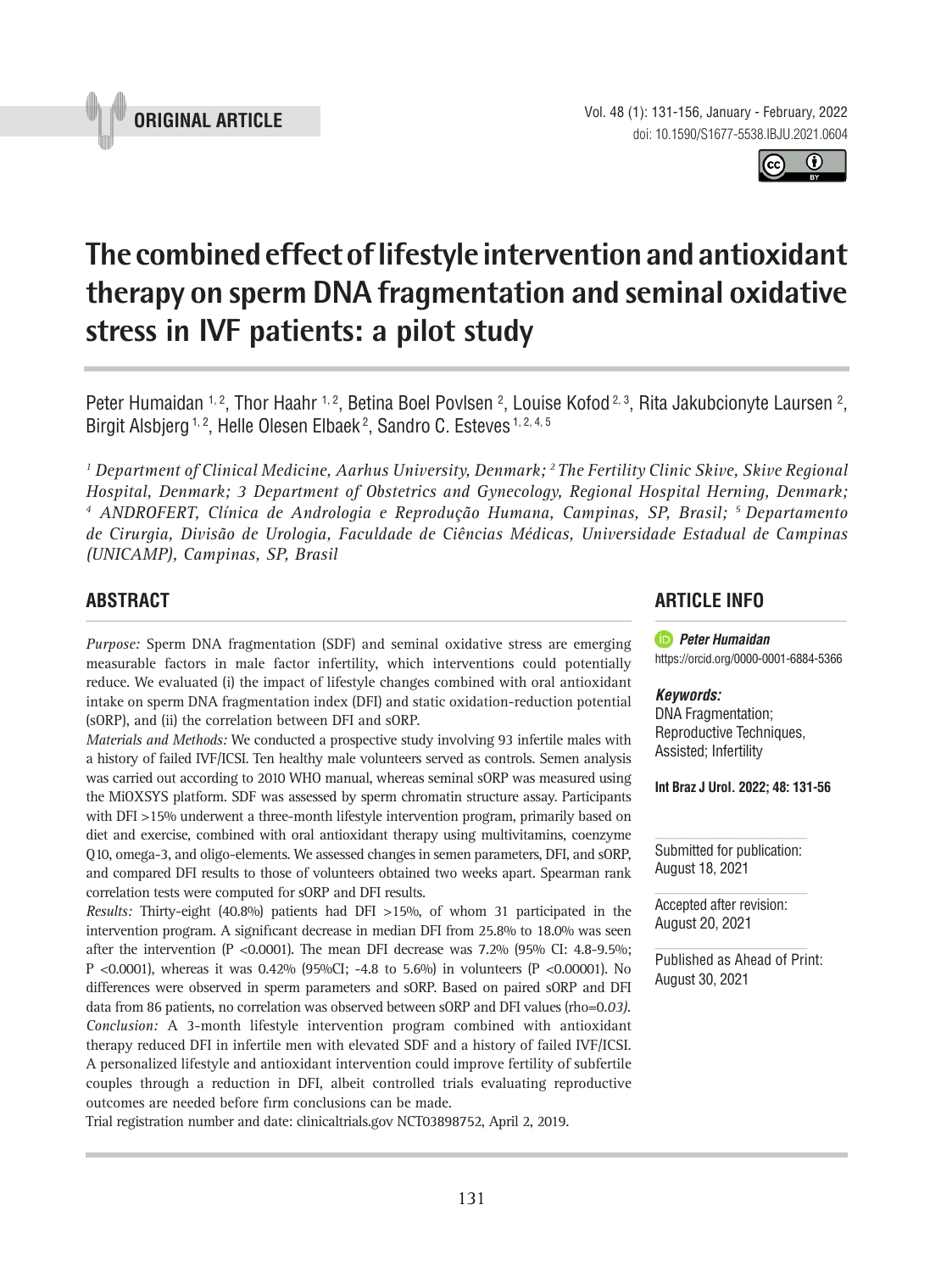ORIGINAL ARTICLE

# The combined effect of lifestyle intervention and antioxidant therapy on sperm DNA fragmentation and seminal oxidative stress in IVF patients: a pilot study

Peter Humaidan [1, 2], Thor Haahr [1, 2], Betina Boel Povlsen [2], Louise Kofod [2, 3], Rita Jakubcionyte Laursen [2], Birgit Alsbjerg [1, 2], Helle Olesen Elbaek [2], Sandro C. Esteves [1, 2, 4, 5]

*[1] Department of Clinical Medicine, Aarhus University, Denmark; [2] The Fertility Clinic Skive, Skive Regional Hospital, Denmark; 3 Department of Obstetrics and Gynecology, Regional Hospital Herning, Denmark; [4] ANDROFERT, Clínica de Andrologia e Reprodução Humana, Campinas, SP, Brasil; [5] Departamento de Cirurgia, Divisão de Urologia, Faculdade de Ciências Médicas, Universidade Estadual de Campinas (UNICAMP), Campinas, SP, Brasil*

## ABSTRACT

*Purpose:* Sperm DNA fragmentation (SDF) and seminal oxidative stress are emerging measurable factors in male factor infertility, which interventions could potentially reduce. We evaluated (i) the impact of lifestyle changes combined with oral antioxidant intake on sperm DNA fragmentation index (DFI) and static oxidation-reduction potential (sORP), and (ii) the correlation between DFI and sORP.

*Materials and Methods:* We conducted a prospective study involving 93 infertile males with a history of failed IVF/ICSI. Ten healthy male volunteers served as controls. Semen analysis was carried out according to 2010 WHO manual, whereas seminal sORP was measured using the MiOXSYS platform. SDF was assessed by sperm chromatin structure assay. Participants with DFI >15% underwent a three-month lifestyle intervention program, primarily based on diet and exercise, combined with oral antioxidant therapy using multivitamins, coenzyme Q10, omega-3, and oligo-elements. We assessed changes in semen parameters, DFI, and sORP, and compared DFI results to those of volunteers obtained two weeks apart. Spearman rank correlation tests were computed for sORP and DFI results.

*Results:* Thirty-eight (40.8%) patients had DFI >15%, of whom 31 participated in the intervention program. A significant decrease in median DFI from 25.8% to 18.0% was seen after the intervention (P <0.0001). The mean DFI decrease was 7.2% (95% CI: 4.8-9.5%; P <0.0001), whereas it was 0.42% (95%CI; -4.8 to 5.6%) in volunteers (P <0.00001). No differences were observed in sperm parameters and sORP. Based on paired sORP and DFI data from 86 patients, no correlation was observed between sORP and DFI values (rho=0.*03)*.

*Conclusion:* A 3-month lifestyle intervention program combined with antioxidant therapy reduced DFI in infertile men with elevated SDF and a history of failed IVF/ICSI. A personalized lifestyle and antioxidant intervention could improve fertility of subfertile couples through a reduction in DFI, albeit controlled trials evaluating reproductive outcomes are needed before firm conclusions can be made.

Trial registration number and date: clinicaltrials.gov NCT03898752, April 2, 2019.

## ARTICLE INFO

***Peter Humaidan***
https://orcid.org/0000-0001-6884-5366

***Keywords:***
DNA Fragmentation; Reproductive Techniques, Assisted; Infertility

**Int Braz J Urol. 2022; 48: 131-56**

Submitted for publication: August 18, 2021

Accepted after revision: August 20, 2021

Published as Ahead of Print: August 30, 2021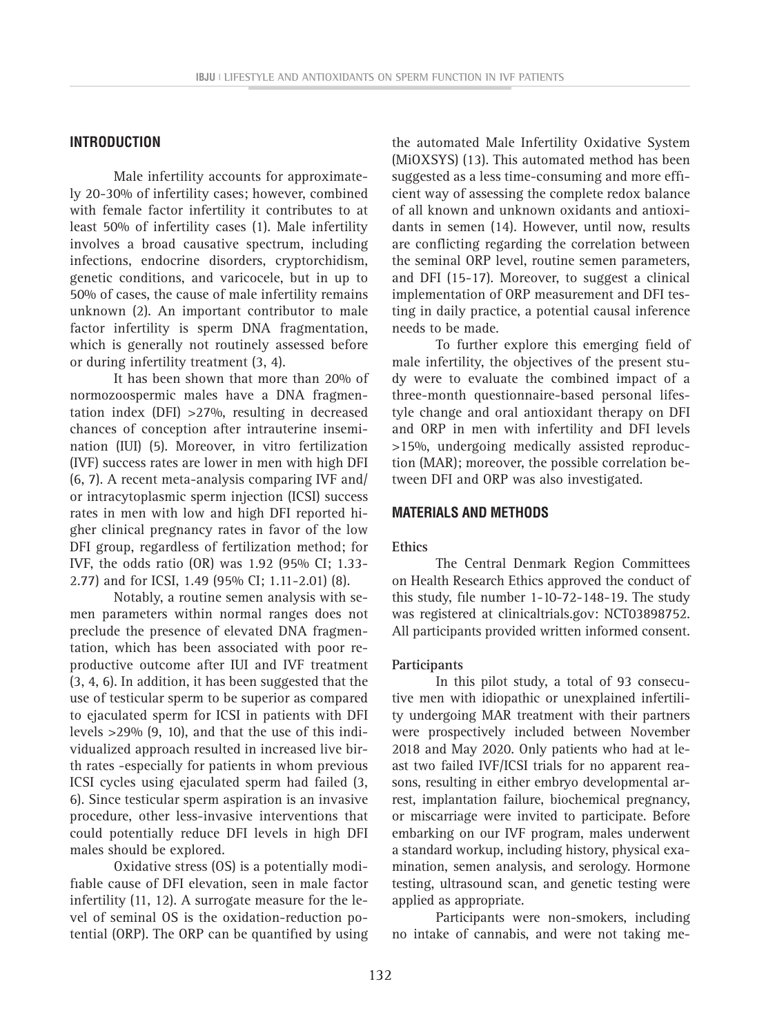## INTRODUCTION

Male infertility accounts for approximately 20-30% of infertility cases; however, combined with female factor infertility it contributes to at least 50% of infertility cases (1). Male infertility involves a broad causative spectrum, including infections, endocrine disorders, cryptorchidism, genetic conditions, and varicocele, but in up to 50% of cases, the cause of male infertility remains unknown (2). An important contributor to male factor infertility is sperm DNA fragmentation, which is generally not routinely assessed before or during infertility treatment (3, 4).

It has been shown that more than 20% of normozoospermic males have a DNA fragmentation index (DFI) >27%, resulting in decreased chances of conception after intrauterine insemination (IUI) (5). Moreover, in vitro fertilization (IVF) success rates are lower in men with high DFI (6, 7). A recent meta-analysis comparing IVF and/or intracytoplasmic sperm injection (ICSI) success rates in men with low and high DFI reported higher clinical pregnancy rates in favor of the low DFI group, regardless of fertilization method; for IVF, the odds ratio (OR) was 1.92 (95% CI; 1.33-2.77) and for ICSI, 1.49 (95% CI; 1.11-2.01) (8).

Notably, a routine semen analysis with semen parameters within normal ranges does not preclude the presence of elevated DNA fragmentation, which has been associated with poor reproductive outcome after IUI and IVF treatment (3, 4, 6). In addition, it has been suggested that the use of testicular sperm to be superior as compared to ejaculated sperm for ICSI in patients with DFI levels >29% (9, 10), and that the use of this individualized approach resulted in increased live birth rates -especially for patients in whom previous ICSI cycles using ejaculated sperm had failed (3, 6). Since testicular sperm aspiration is an invasive procedure, other less-invasive interventions that could potentially reduce DFI levels in high DFI males should be explored.

Oxidative stress (OS) is a potentially modifiable cause of DFI elevation, seen in male factor infertility (11, 12). A surrogate measure for the level of seminal OS is the oxidation-reduction potential (ORP). The ORP can be quantified by using the automated Male Infertility Oxidative System (MiOXSYS) (13). This automated method has been suggested as a less time-consuming and more efficient way of assessing the complete redox balance of all known and unknown oxidants and antioxidants in semen (14). However, until now, results are conflicting regarding the correlation between the seminal ORP level, routine semen parameters, and DFI (15-17). Moreover, to suggest a clinical implementation of ORP measurement and DFI testing in daily practice, a potential causal inference needs to be made.

To further explore this emerging field of male infertility, the objectives of the present study were to evaluate the combined impact of a three-month questionnaire-based personal lifestyle change and oral antioxidant therapy on DFI and ORP in men with infertility and DFI levels >15%, undergoing medically assisted reproduction (MAR); moreover, the possible correlation between DFI and ORP was also investigated.

## MATERIALS AND METHODS

### Ethics

The Central Denmark Region Committees on Health Research Ethics approved the conduct of this study, file number 1-10-72-148-19. The study was registered at clinicaltrials.gov: NCT03898752. All participants provided written informed consent.

### Participants

In this pilot study, a total of 93 consecutive men with idiopathic or unexplained infertility undergoing MAR treatment with their partners were prospectively included between November 2018 and May 2020. Only patients who had at least two failed IVF/ICSI trials for no apparent reasons, resulting in either embryo developmental arrest, implantation failure, biochemical pregnancy, or miscarriage were invited to participate. Before embarking on our IVF program, males underwent a standard workup, including history, physical examination, semen analysis, and serology. Hormone testing, ultrasound scan, and genetic testing were applied as appropriate.

Participants were non-smokers, including no intake of cannabis, and were not taking me-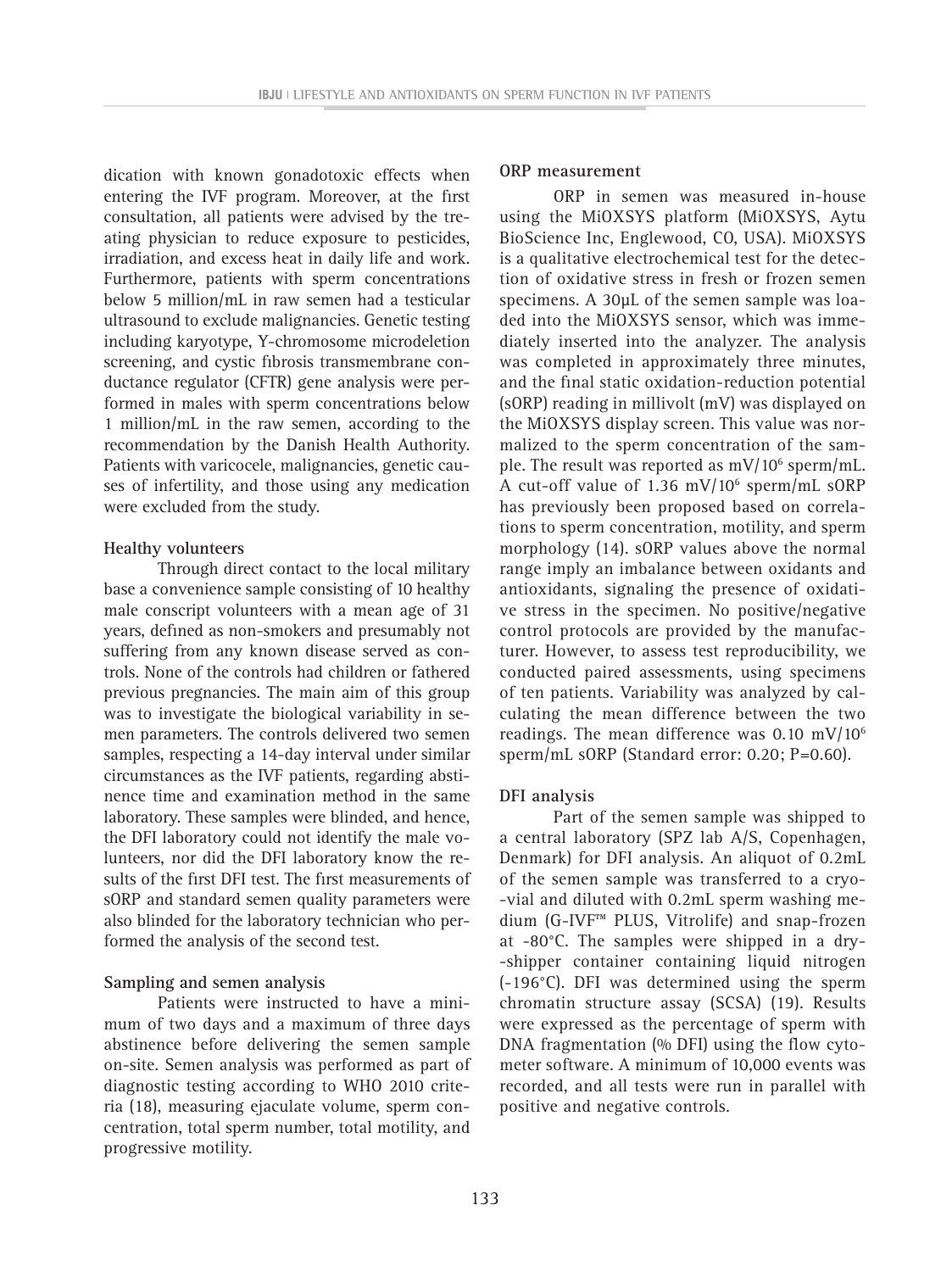dication with known gonadotoxic effects when entering the IVF program. Moreover, at the first consultation, all patients were advised by the treating physician to reduce exposure to pesticides, irradiation, and excess heat in daily life and work. Furthermore, patients with sperm concentrations below 5 million/mL in raw semen had a testicular ultrasound to exclude malignancies. Genetic testing including karyotype, Y-chromosome microdeletion screening, and cystic fibrosis transmembrane conductance regulator (CFTR) gene analysis were performed in males with sperm concentrations below 1 million/mL in the raw semen, according to the recommendation by the Danish Health Authority. Patients with varicocele, malignancies, genetic causes of infertility, and those using any medication were excluded from the study.

**Healthy volunteers**

Through direct contact to the local military base a convenience sample consisting of 10 healthy male conscript volunteers with a mean age of 31 years, defined as non-smokers and presumably not suffering from any known disease served as controls. None of the controls had children or fathered previous pregnancies. The main aim of this group was to investigate the biological variability in semen parameters. The controls delivered two semen samples, respecting a 14-day interval under similar circumstances as the IVF patients, regarding abstinence time and examination method in the same laboratory. These samples were blinded, and hence, the DFI laboratory could not identify the male volunteers, nor did the DFI laboratory know the results of the first DFI test. The first measurements of sORP and standard semen quality parameters were also blinded for the laboratory technician who performed the analysis of the second test.

**Sampling and semen analysis**

Patients were instructed to have a minimum of two days and a maximum of three days abstinence before delivering the semen sample on-site. Semen analysis was performed as part of diagnostic testing according to WHO 2010 criteria (18), measuring ejaculate volume, sperm concentration, total sperm number, total motility, and progressive motility.

**ORP measurement**

ORP in semen was measured in-house using the MiOXSYS platform (MiOXSYS, Aytu BioScience Inc, Englewood, CO, USA). MiOXSYS is a qualitative electrochemical test for the detection of oxidative stress in fresh or frozen semen specimens. A 30µL of the semen sample was loaded into the MiOXSYS sensor, which was immediately inserted into the analyzer. The analysis was completed in approximately three minutes, and the final static oxidation-reduction potential (sORP) reading in millivolt (mV) was displayed on the MiOXSYS display screen. This value was normalized to the sperm concentration of the sample. The result was reported as mV/$10^6$ sperm/mL. A cut-off value of 1.36 mV/$10^6$ sperm/mL sORP has previously been proposed based on correlations to sperm concentration, motility, and sperm morphology (14). sORP values above the normal range imply an imbalance between oxidants and antioxidants, signaling the presence of oxidative stress in the specimen. No positive/negative control protocols are provided by the manufacturer. However, to assess test reproducibility, we conducted paired assessments, using specimens of ten patients. Variability was analyzed by calculating the mean difference between the two readings. The mean difference was 0.10 mV/$10^6$ sperm/mL sORP (Standard error: 0.20; P=0.60).

**DFI analysis**

Part of the semen sample was shipped to a central laboratory (SPZ lab A/S, Copenhagen, Denmark) for DFI analysis. An aliquot of 0.2mL of the semen sample was transferred to a cryo-vial and diluted with 0.2mL sperm washing medium (G-IVF™ PLUS, Vitrolife) and snap-frozen at -80°C. The samples were shipped in a dry-shipper container containing liquid nitrogen (-196°C). DFI was determined using the sperm chromatin structure assay (SCSA) (19). Results were expressed as the percentage of sperm with DNA fragmentation (% DFI) using the flow cytometer software. A minimum of 10,000 events was recorded, and all tests were run in parallel with positive and negative controls.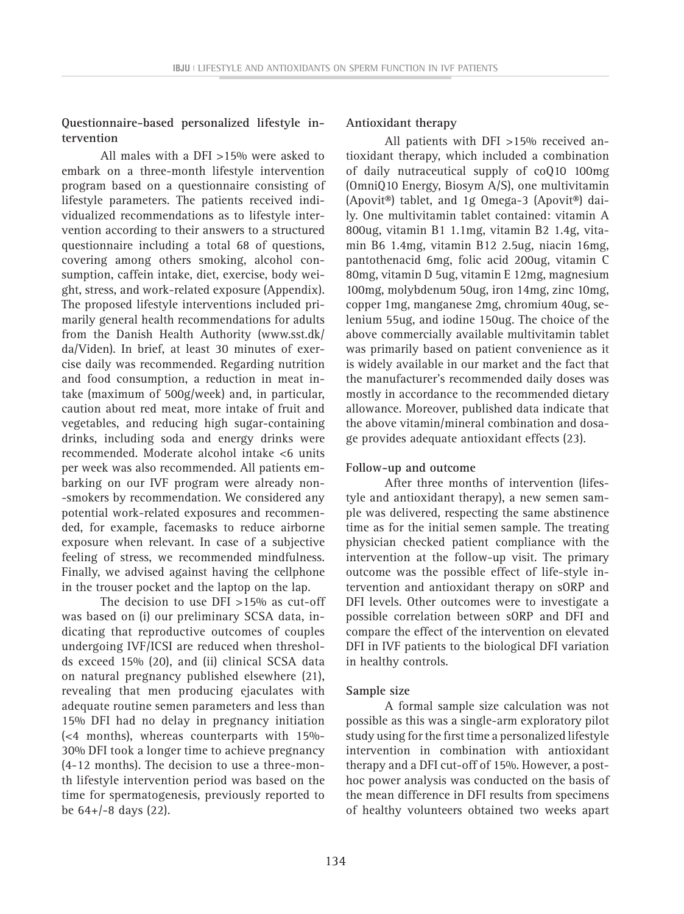### Questionnaire-based personalized lifestyle intervention

All males with a DFI >15% were asked to embark on a three-month lifestyle intervention program based on a questionnaire consisting of lifestyle parameters. The patients received individualized recommendations as to lifestyle intervention according to their answers to a structured questionnaire including a total 68 of questions, covering among others smoking, alcohol consumption, caffein intake, diet, exercise, body weight, stress, and work-related exposure (Appendix). The proposed lifestyle interventions included primarily general health recommendations for adults from the Danish Health Authority (www.sst.dk/da/Viden). In brief, at least 30 minutes of exercise daily was recommended. Regarding nutrition and food consumption, a reduction in meat intake (maximum of 500g/week) and, in particular, caution about red meat, more intake of fruit and vegetables, and reducing high sugar-containing drinks, including soda and energy drinks were recommended. Moderate alcohol intake <6 units per week was also recommended. All patients embarking on our IVF program were already non-smokers by recommendation. We considered any potential work-related exposures and recommended, for example, facemasks to reduce airborne exposure when relevant. In case of a subjective feeling of stress, we recommended mindfulness. Finally, we advised against having the cellphone in the trouser pocket and the laptop on the lap.

The decision to use DFI >15% as cut-off was based on (i) our preliminary SCSA data, indicating that reproductive outcomes of couples undergoing IVF/ICSI are reduced when thresholds exceed 15% (20), and (ii) clinical SCSA data on natural pregnancy published elsewhere (21), revealing that men producing ejaculates with adequate routine semen parameters and less than 15% DFI had no delay in pregnancy initiation (<4 months), whereas counterparts with 15%-30% DFI took a longer time to achieve pregnancy (4-12 months). The decision to use a three-month lifestyle intervention period was based on the time for spermatogenesis, previously reported to be 64+/-8 days (22).

### Antioxidant therapy

All patients with DFI >15% received antioxidant therapy, which included a combination of daily nutraceutical supply of coQ10 100mg (OmniQ10 Energy, Biosym A/S), one multivitamin (Apovit®) tablet, and 1g Omega-3 (Apovit®) daily. One multivitamin tablet contained: vitamin A 800ug, vitamin B1 1.1mg, vitamin B2 1.4g, vitamin B6 1.4mg, vitamin B12 2.5ug, niacin 16mg, pantothenacid 6mg, folic acid 200ug, vitamin C 80mg, vitamin D 5ug, vitamin E 12mg, magnesium 100mg, molybdenum 50ug, iron 14mg, zinc 10mg, copper 1mg, manganese 2mg, chromium 40ug, selenium 55ug, and iodine 150ug. The choice of the above commercially available multivitamin tablet was primarily based on patient convenience as it is widely available in our market and the fact that the manufacturer's recommended daily doses was mostly in accordance to the recommended dietary allowance. Moreover, published data indicate that the above vitamin/mineral combination and dosage provides adequate antioxidant effects (23).

### Follow-up and outcome

After three months of intervention (lifestyle and antioxidant therapy), a new semen sample was delivered, respecting the same abstinence time as for the initial semen sample. The treating physician checked patient compliance with the intervention at the follow-up visit. The primary outcome was the possible effect of life-style intervention and antioxidant therapy on sORP and DFI levels. Other outcomes were to investigate a possible correlation between sORP and DFI and compare the effect of the intervention on elevated DFI in IVF patients to the biological DFI variation in healthy controls.

### Sample size

A formal sample size calculation was not possible as this was a single-arm exploratory pilot study using for the first time a personalized lifestyle intervention in combination with antioxidant therapy and a DFI cut-off of 15%. However, a post-hoc power analysis was conducted on the basis of the mean difference in DFI results from specimens of healthy volunteers obtained two weeks apart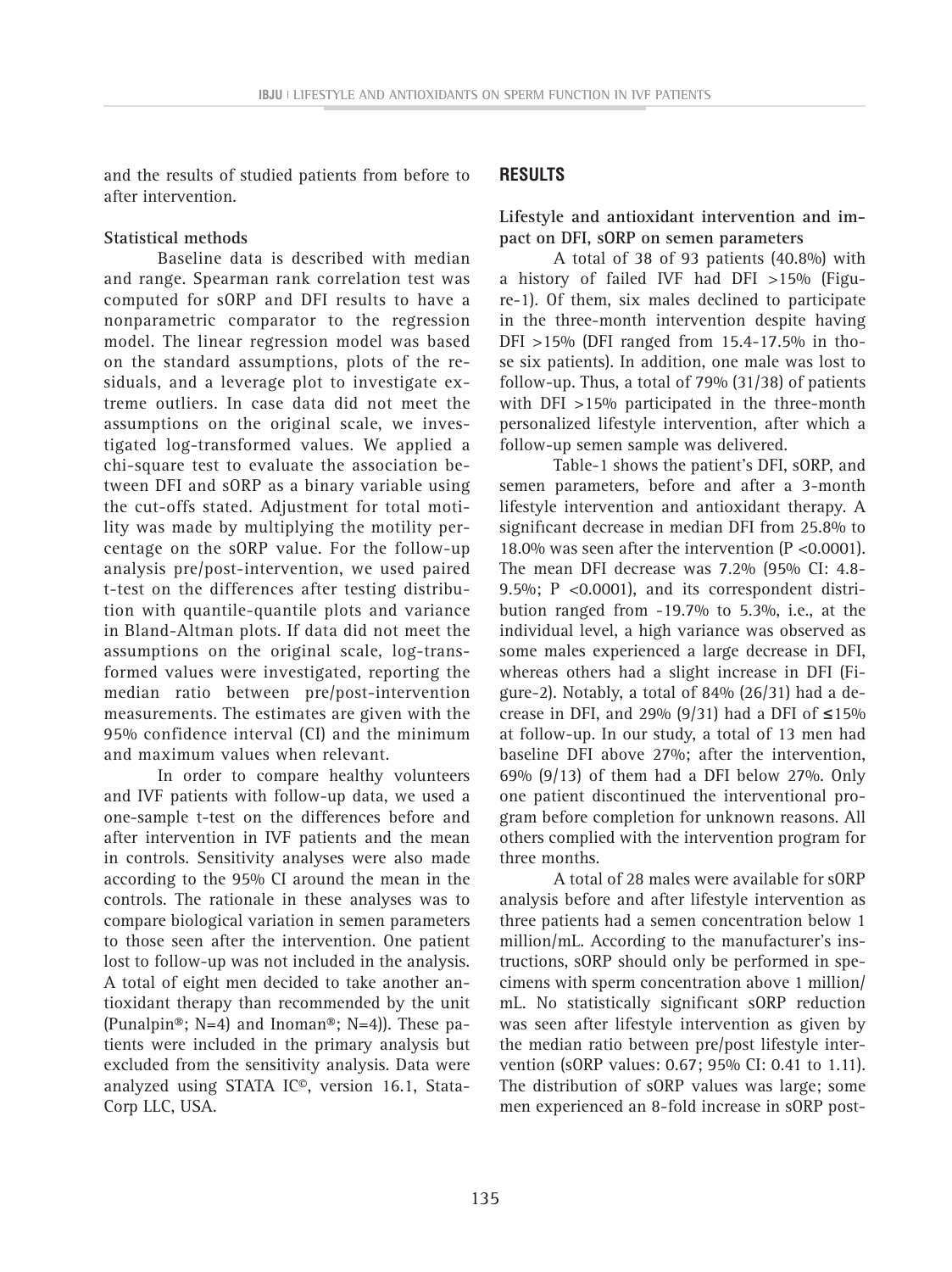and the results of studied patients from before to after intervention.

**Statistical methods**

Baseline data is described with median and range. Spearman rank correlation test was computed for sORP and DFI results to have a nonparametric comparator to the regression model. The linear regression model was based on the standard assumptions, plots of the residuals, and a leverage plot to investigate extreme outliers. In case data did not meet the assumptions on the original scale, we investigated log-transformed values. We applied a chi-square test to evaluate the association between DFI and sORP as a binary variable using the cut-offs stated. Adjustment for total motility was made by multiplying the motility percentage on the sORP value. For the follow-up analysis pre/post-intervention, we used paired t-test on the differences after testing distribution with quantile-quantile plots and variance in Bland-Altman plots. If data did not meet the assumptions on the original scale, log-transformed values were investigated, reporting the median ratio between pre/post-intervention measurements. The estimates are given with the 95% confidence interval (CI) and the minimum and maximum values when relevant.

In order to compare healthy volunteers and IVF patients with follow-up data, we used a one-sample t-test on the differences before and after intervention in IVF patients and the mean in controls. Sensitivity analyses were also made according to the 95% CI around the mean in the controls. The rationale in these analyses was to compare biological variation in semen parameters to those seen after the intervention. One patient lost to follow-up was not included in the analysis. A total of eight men decided to take another antioxidant therapy than recommended by the unit (Punalpin®; N=4) and Inoman®; N=4)). These patients were included in the primary analysis but excluded from the sensitivity analysis. Data were analyzed using STATA IC©, version 16.1, StataCorp LLC, USA.

## RESULTS

**Lifestyle and antioxidant intervention and impact on DFI, sORP on semen parameters**

A total of 38 of 93 patients (40.8%) with a history of failed IVF had DFI >15% (Figure-1). Of them, six males declined to participate in the three-month intervention despite having DFI >15% (DFI ranged from 15.4-17.5% in those six patients). In addition, one male was lost to follow-up. Thus, a total of 79% (31/38) of patients with DFI >15% participated in the three-month personalized lifestyle intervention, after which a follow-up semen sample was delivered.

Table-1 shows the patient's DFI, sORP, and semen parameters, before and after a 3-month lifestyle intervention and antioxidant therapy. A significant decrease in median DFI from 25.8% to 18.0% was seen after the intervention ($P < 0.0001$). The mean DFI decrease was 7.2% (95% CI: 4.8-9.5%; $P < 0.0001$), and its correspondent distribution ranged from -19.7% to 5.3%, i.e., at the individual level, a high variance was observed as some males experienced a large decrease in DFI, whereas others had a slight increase in DFI (Figure-2). Notably, a total of 84% (26/31) had a decrease in DFI, and 29% (9/31) had a DFI of ≤15% at follow-up. In our study, a total of 13 men had baseline DFI above 27%; after the intervention, 69% (9/13) of them had a DFI below 27%. Only one patient discontinued the interventional program before completion for unknown reasons. All others complied with the intervention program for three months.

A total of 28 males were available for sORP analysis before and after lifestyle intervention as three patients had a semen concentration below 1 million/mL. According to the manufacturer's instructions, sORP should only be performed in specimens with sperm concentration above 1 million/mL. No statistically significant sORP reduction was seen after lifestyle intervention as given by the median ratio between pre/post lifestyle intervention (sORP values: 0.67; 95% CI: 0.41 to 1.11). The distribution of sORP values was large; some men experienced an 8-fold increase in sORP post-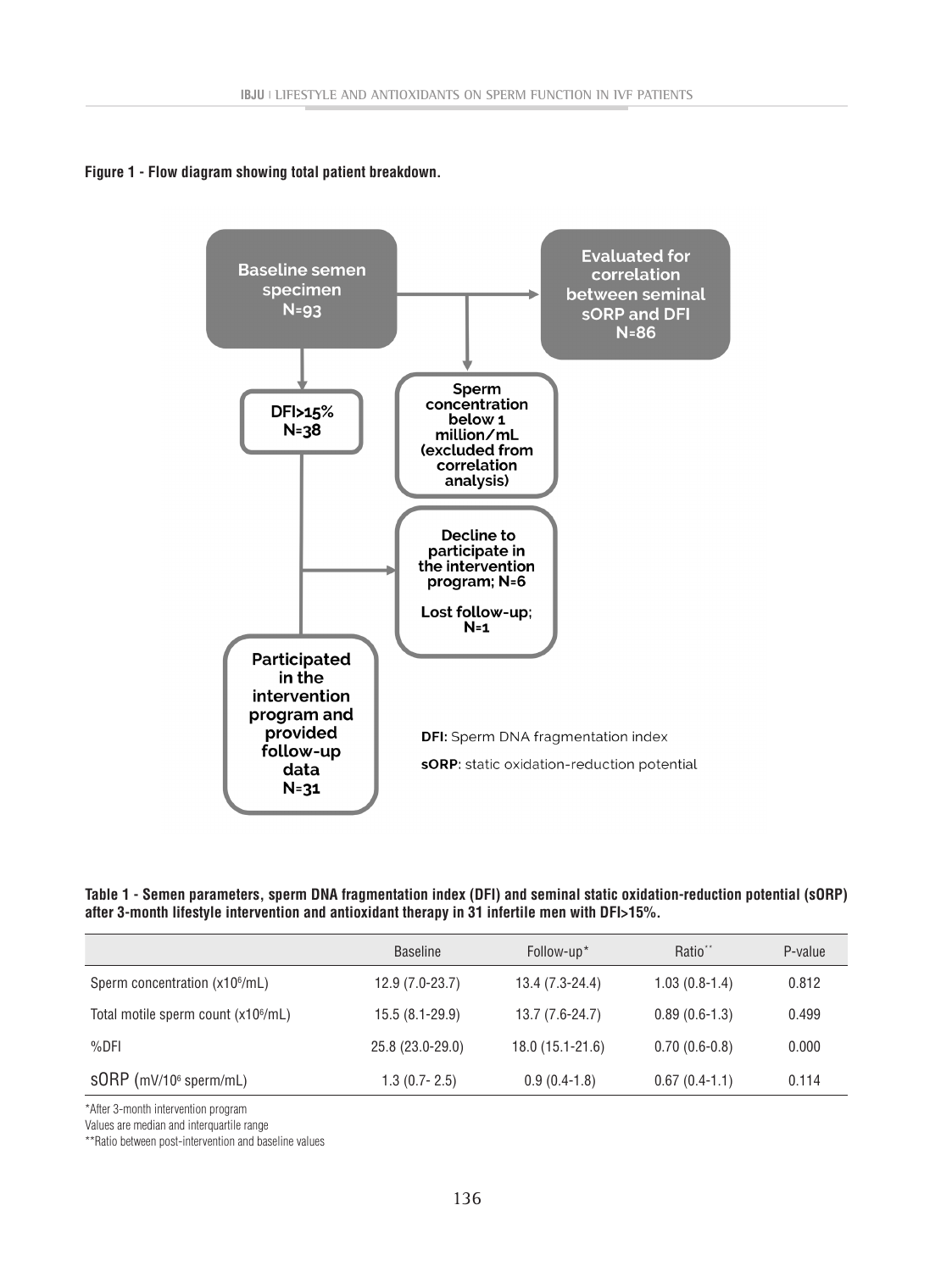**Figure 1 - Flow diagram showing total patient breakdown.**

Baseline semen specimen N=93

Evaluated for correlation between seminal sORP and DFI N=86

DFI>15% N=38

Sperm concentration below 1 million/mL (excluded from correlation analysis)

Decline to participate in the intervention program; N=6

Lost follow-up; N=1

Participated in the intervention program and provided follow-up data N=31

**DFI:** Sperm DNA fragmentation index

**sORP**: static oxidation-reduction potential

**Table 1 - Semen parameters, sperm DNA fragmentation index (DFI) and seminal static oxidation-reduction potential (sORP) after 3-month lifestyle intervention and antioxidant therapy in 31 infertile men with DFI>15%.**

| | Baseline | Follow-up* | Ratio** | P-value |
|---|---|---|---|---|
| Sperm concentration ($x10^6$/mL) | 12.9 (7.0-23.7) | 13.4 (7.3-24.4) | 1.03 (0.8-1.4) | 0.812 |
| Total motile sperm count ($x10^6$/mL) | 15.5 (8.1-29.9) | 13.7 (7.6-24.7) | 0.89 (0.6-1.3) | 0.499 |
| %DFI | 25.8 (23.0-29.0) | 18.0 (15.1-21.6) | 0.70 (0.6-0.8) | 0.000 |
| sORP (mV/$10^6$ sperm/mL) | 1.3 (0.7- 2.5) | 0.9 (0.4-1.8) | 0.67 (0.4-1.1) | 0.114 |

*After 3-month intervention program

Values are median and interquartile range

**Ratio between post-intervention and baseline values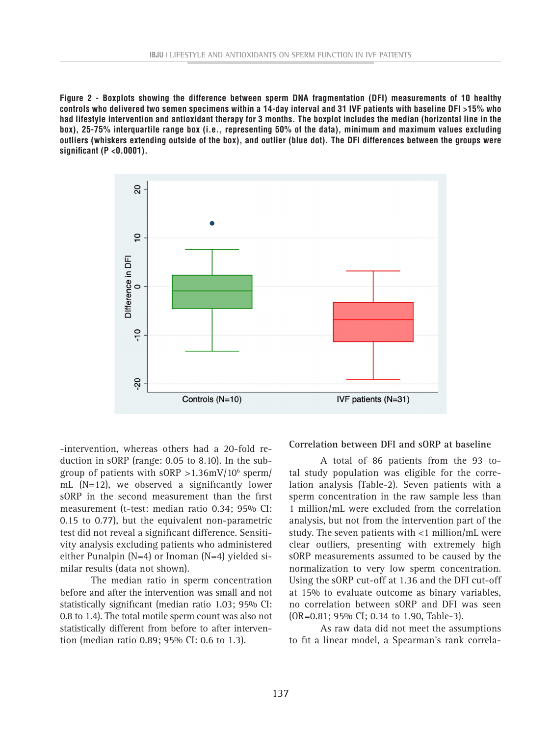**Figure 2 - Boxplots showing the difference between sperm DNA fragmentation (DFI) measurements of 10 healthy controls who delivered two semen specimens within a 14-day interval and 31 IVF patients with baseline DFI >15% who had lifestyle intervention and antioxidant therapy for 3 months. The boxplot includes the median (horizontal line in the box), 25-75% interquartile range box (i.e., representing 50% of the data), minimum and maximum values excluding outliers (whiskers extending outside of the box), and outlier (blue dot). The DFI differences between the groups were significant (P <0.0001).**

-intervention, whereas others had a 20-fold reduction in sORP (range: 0.05 to 8.10). In the subgroup of patients with sORP >1.36mV/$10^6$ sperm/mL (N=12), we observed a significantly lower sORP in the second measurement than the first measurement (t-test: median ratio 0.34; 95% CI: 0.15 to 0.77), but the equivalent non-parametric test did not reveal a significant difference. Sensitivity analysis excluding patients who administered either Punalpin (N=4) or Inoman (N=4) yielded similar results (data not shown).

The median ratio in sperm concentration before and after the intervention was small and not statistically significant (median ratio 1.03; 95% CI: 0.8 to 1.4). The total motile sperm count was also not statistically different from before to after intervention (median ratio 0.89; 95% CI: 0.6 to 1.3).

### Correlation between DFI and sORP at baseline

A total of 86 patients from the 93 total study population was eligible for the correlation analysis (Table-2). Seven patients with a sperm concentration in the raw sample less than 1 million/mL were excluded from the correlation analysis, but not from the intervention part of the study. The seven patients with <1 million/mL were clear outliers, presenting with extremely high sORP measurements assumed to be caused by the normalization to very low sperm concentration. Using the sORP cut-off at 1.36 and the DFI cut-off at 15% to evaluate outcome as binary variables, no correlation between sORP and DFI was seen (OR=0.81; 95% CI; 0.34 to 1.90, Table-3).

As raw data did not meet the assumptions to fit a linear model, a Spearman's rank correla-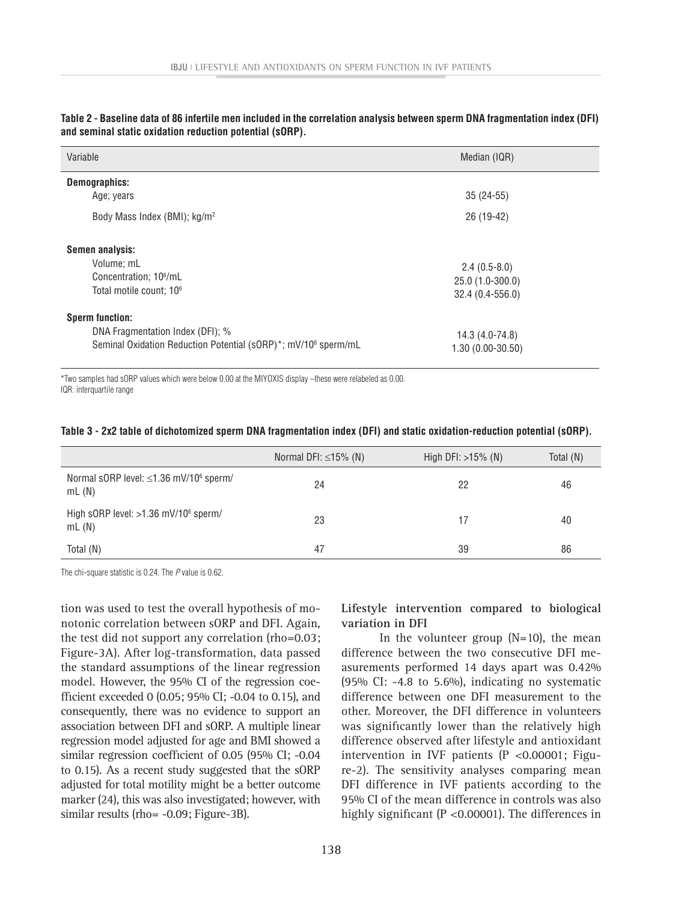**Table 2 - Baseline data of 86 infertile men included in the correlation analysis between sperm DNA fragmentation index (DFI) and seminal static oxidation reduction potential (sORP).**

| Variable | Median (IQR) |
|---|---|
| **Demographics:** | |
| Age; years | 35 (24-55) |
| Body Mass Index (BMI); kg/m$^2$ | 26 (19-42) |
| **Semen analysis:** | |
| Volume; mL | 2.4 (0.5-8.0) |
| Concentration; $10^6$/mL | 25.0 (1.0-300.0) |
| Total motile count; $10^6$ | 32.4 (0.4-556.0) |
| **Sperm function:** | |
| DNA Fragmentation Index (DFI); % | 14.3 (4.0-74.8) |
| Seminal Oxidation Reduction Potential (sORP)*; mV/$10^6$ sperm/mL | 1.30 (0.00-30.50) |

*Two samples had sORP values which were below 0.00 at the MIYOXIS display –these were relabeled as 0.00.
IQR: interquartile range

**Table 3 - 2x2 table of dichotomized sperm DNA fragmentation index (DFI) and static oxidation-reduction potential (sORP).**

| | Normal DFI: ≤15% (N) | High DFI: >15% (N) | Total (N) |
|---|---|---|---|
| Normal sORP level: ≤1.36 mV/$10^6$ sperm/mL (N) | 24 | 22 | 46 |
| High sORP level: >1.36 mV/$10^6$ sperm/mL (N) | 23 | 17 | 40 |
| Total (N) | 47 | 39 | 86 |

The chi-square statistic is 0.24. The *P* value is 0.62.

tion was used to test the overall hypothesis of monotonic correlation between sORP and DFI. Again, the test did not support any correlation (rho=0.03; Figure-3A). After log-transformation, data passed the standard assumptions of the linear regression model. However, the 95% CI of the regression coefficient exceeded 0 (0.05; 95% CI; -0.04 to 0.15), and consequently, there was no evidence to support an association between DFI and sORP. A multiple linear regression model adjusted for age and BMI showed a similar regression coefficient of 0.05 (95% CI; -0.04 to 0.15). As a recent study suggested that the sORP adjusted for total motility might be a better outcome marker (24), this was also investigated; however, with similar results (rho= -0.09; Figure-3B).

**Lifestyle intervention compared to biological variation in DFI**

In the volunteer group (N=10), the mean difference between the two consecutive DFI measurements performed 14 days apart was 0.42% (95% CI: -4.8 to 5.6%), indicating no systematic difference between one DFI measurement to the other. Moreover, the DFI difference in volunteers was significantly lower than the relatively high difference observed after lifestyle and antioxidant intervention in IVF patients (P <0.00001; Figure-2). The sensitivity analyses comparing mean DFI difference in IVF patients according to the 95% CI of the mean difference in controls was also highly significant (P <0.00001). The differences in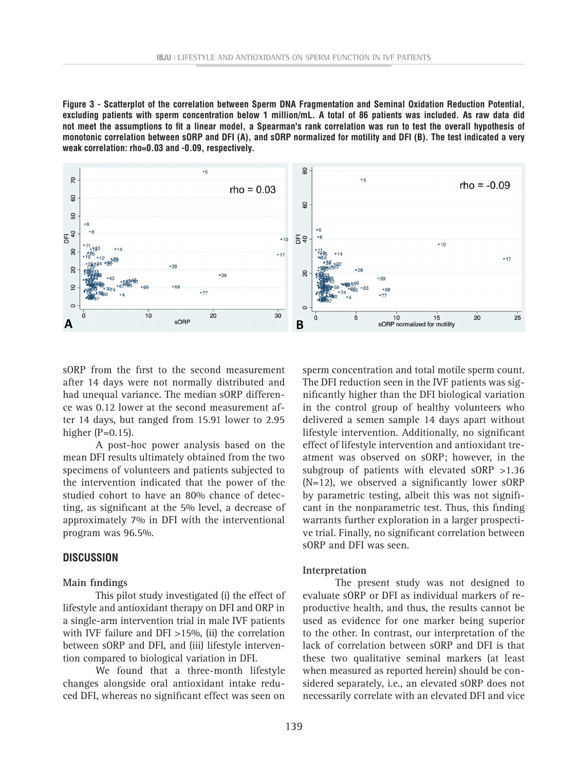**Figure 3 - Scatterplot of the correlation between Sperm DNA Fragmentation and Seminal Oxidation Reduction Potential, excluding patients with sperm concentration below 1 million/mL. A total of 86 patients was included. As raw data did not meet the assumptions to fit a linear model, a Spearman's rank correlation was run to test the overall hypothesis of monotonic correlation between sORP and DFI (A), and sORP normalized for motility and DFI (B). The test indicated a very weak correlation: rho=0.03 and -0.09, respectively.**

sORP from the first to the second measurement after 14 days were not normally distributed and had unequal variance. The median sORP difference was 0.12 lower at the second measurement after 14 days, but ranged from 15.91 lower to 2.95 higher (P=0.15).

A post-hoc power analysis based on the mean DFI results ultimately obtained from the two specimens of volunteers and patients subjected to the intervention indicated that the power of the studied cohort to have an 80% chance of detecting, as significant at the 5% level, a decrease of approximately 7% in DFI with the interventional program was 96.5%.

## DISCUSSION

### Main findings

This pilot study investigated (i) the effect of lifestyle and antioxidant therapy on DFI and ORP in a single-arm intervention trial in male IVF patients with IVF failure and DFI >15%, (ii) the correlation between sORP and DFI, and (iii) lifestyle intervention compared to biological variation in DFI.

We found that a three-month lifestyle changes alongside oral antioxidant intake reduced DFI, whereas no significant effect was seen on sperm concentration and total motile sperm count. The DFI reduction seen in the IVF patients was significantly higher than the DFI biological variation in the control group of healthy volunteers who delivered a semen sample 14 days apart without lifestyle intervention. Additionally, no significant effect of lifestyle intervention and antioxidant treatment was observed on sORP; however, in the subgroup of patients with elevated sORP >1.36 (N=12), we observed a significantly lower sORP by parametric testing, albeit this was not significant in the nonparametric test. Thus, this finding warrants further exploration in a larger prospective trial. Finally, no significant correlation between sORP and DFI was seen.

### Interpretation

The present study was not designed to evaluate sORP or DFI as individual markers of reproductive health, and thus, the results cannot be used as evidence for one marker being superior to the other. In contrast, our interpretation of the lack of correlation between sORP and DFI is that these two qualitative seminal markers (at least when measured as reported herein) should be considered separately, i.e., an elevated sORP does not necessarily correlate with an elevated DFI and vice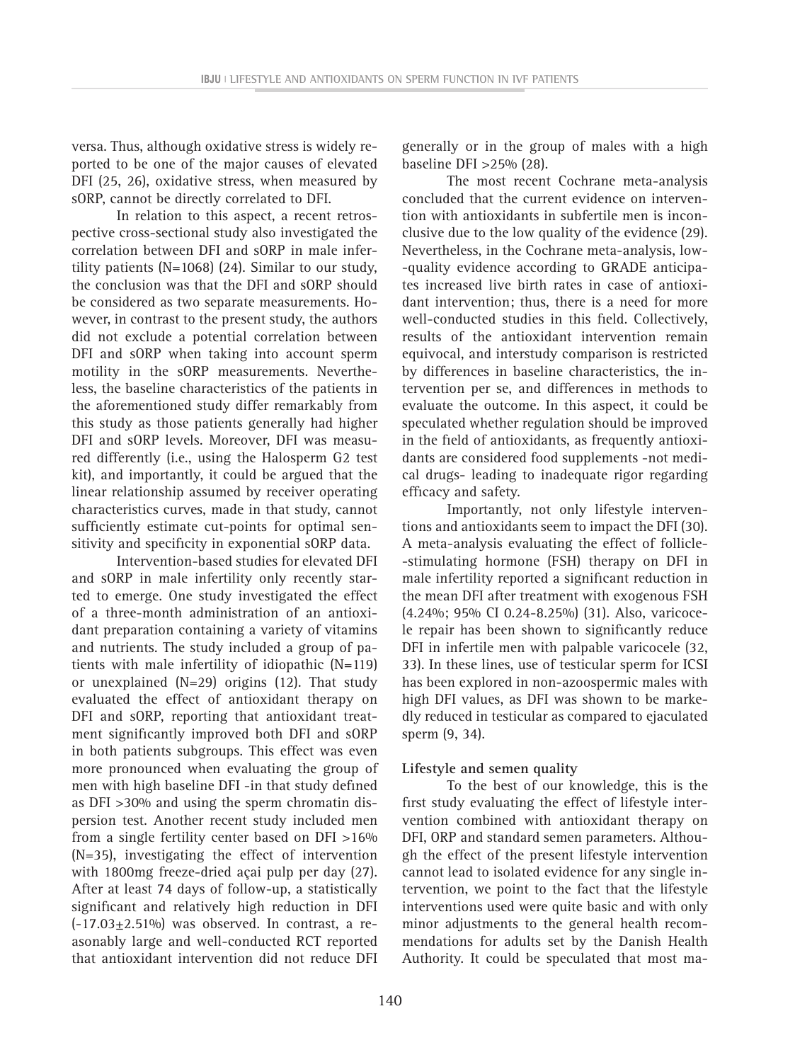versa. Thus, although oxidative stress is widely reported to be one of the major causes of elevated DFI (25, 26), oxidative stress, when measured by sORP, cannot be directly correlated to DFI.

In relation to this aspect, a recent retrospective cross-sectional study also investigated the correlation between DFI and sORP in male infertility patients (N=1068) (24). Similar to our study, the conclusion was that the DFI and sORP should be considered as two separate measurements. However, in contrast to the present study, the authors did not exclude a potential correlation between DFI and sORP when taking into account sperm motility in the sORP measurements. Nevertheless, the baseline characteristics of the patients in the aforementioned study differ remarkably from this study as those patients generally had higher DFI and sORP levels. Moreover, DFI was measured differently (i.e., using the Halosperm G2 test kit), and importantly, it could be argued that the linear relationship assumed by receiver operating characteristics curves, made in that study, cannot sufficiently estimate cut-points for optimal sensitivity and specificity in exponential sORP data.

Intervention-based studies for elevated DFI and sORP in male infertility only recently started to emerge. One study investigated the effect of a three-month administration of an antioxidant preparation containing a variety of vitamins and nutrients. The study included a group of patients with male infertility of idiopathic (N=119) or unexplained (N=29) origins (12). That study evaluated the effect of antioxidant therapy on DFI and sORP, reporting that antioxidant treatment significantly improved both DFI and sORP in both patients subgroups. This effect was even more pronounced when evaluating the group of men with high baseline DFI -in that study defined as DFI >30% and using the sperm chromatin dispersion test. Another recent study included men from a single fertility center based on DFI >16% (N=35), investigating the effect of intervention with 1800mg freeze-dried açai pulp per day (27). After at least 74 days of follow-up, a statistically significant and relatively high reduction in DFI (-17.03±2.51%) was observed. In contrast, a reasonably large and well-conducted RCT reported that antioxidant intervention did not reduce DFI generally or in the group of males with a high baseline DFI >25% (28).

The most recent Cochrane meta-analysis concluded that the current evidence on intervention with antioxidants in subfertile men is inconclusive due to the low quality of the evidence (29). Nevertheless, in the Cochrane meta-analysis, low-quality evidence according to GRADE anticipates increased live birth rates in case of antioxidant intervention; thus, there is a need for more well-conducted studies in this field. Collectively, results of the antioxidant intervention remain equivocal, and interstudy comparison is restricted by differences in baseline characteristics, the intervention per se, and differences in methods to evaluate the outcome. In this aspect, it could be speculated whether regulation should be improved in the field of antioxidants, as frequently antioxidants are considered food supplements -not medical drugs- leading to inadequate rigor regarding efficacy and safety.

Importantly, not only lifestyle interventions and antioxidants seem to impact the DFI (30). A meta-analysis evaluating the effect of follicle-stimulating hormone (FSH) therapy on DFI in male infertility reported a significant reduction in the mean DFI after treatment with exogenous FSH (4.24%; 95% CI 0.24-8.25%) (31). Also, varicocele repair has been shown to significantly reduce DFI in infertile men with palpable varicocele (32, 33). In these lines, use of testicular sperm for ICSI has been explored in non-azoospermic males with high DFI values, as DFI was shown to be markedly reduced in testicular as compared to ejaculated sperm (9, 34).

**Lifestyle and semen quality**

To the best of our knowledge, this is the first study evaluating the effect of lifestyle intervention combined with antioxidant therapy on DFI, ORP and standard semen parameters. Although the effect of the present lifestyle intervention cannot lead to isolated evidence for any single intervention, we point to the fact that the lifestyle interventions used were quite basic and with only minor adjustments to the general health recommendations for adults set by the Danish Health Authority. It could be speculated that most ma-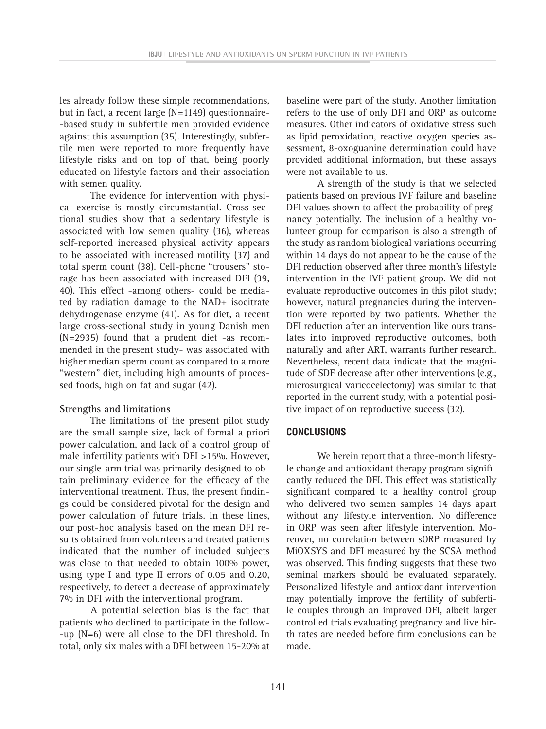les already follow these simple recommendations, but in fact, a recent large (N=1149) questionnaire-based study in subfertile men provided evidence against this assumption (35). Interestingly, subfertile men were reported to more frequently have lifestyle risks and on top of that, being poorly educated on lifestyle factors and their association with semen quality.

The evidence for intervention with physical exercise is mostly circumstantial. Cross-sectional studies show that a sedentary lifestyle is associated with low semen quality (36), whereas self-reported increased physical activity appears to be associated with increased motility (37) and total sperm count (38). Cell-phone "trousers" storage has been associated with increased DFI (39, 40). This effect -among others- could be mediated by radiation damage to the NAD+ isocitrate dehydrogenase enzyme (41). As for diet, a recent large cross-sectional study in young Danish men (N=2935) found that a prudent diet -as recommended in the present study- was associated with higher median sperm count as compared to a more "western" diet, including high amounts of processed foods, high on fat and sugar (42).

**Strengths and limitations**

The limitations of the present pilot study are the small sample size, lack of formal a priori power calculation, and lack of a control group of male infertility patients with DFI >15%. However, our single-arm trial was primarily designed to obtain preliminary evidence for the efficacy of the interventional treatment. Thus, the present findings could be considered pivotal for the design and power calculation of future trials. In these lines, our post-hoc analysis based on the mean DFI results obtained from volunteers and treated patients indicated that the number of included subjects was close to that needed to obtain 100% power, using type I and type II errors of 0.05 and 0.20, respectively, to detect a decrease of approximately 7% in DFI with the interventional program.

A potential selection bias is the fact that patients who declined to participate in the follow-up (N=6) were all close to the DFI threshold. In total, only six males with a DFI between 15-20% at baseline were part of the study. Another limitation refers to the use of only DFI and ORP as outcome measures. Other indicators of oxidative stress such as lipid peroxidation, reactive oxygen species assessment, 8-oxoguanine determination could have provided additional information, but these assays were not available to us.

A strength of the study is that we selected patients based on previous IVF failure and baseline DFI values shown to affect the probability of pregnancy potentially. The inclusion of a healthy volunteer group for comparison is also a strength of the study as random biological variations occurring within 14 days do not appear to be the cause of the DFI reduction observed after three month's lifestyle intervention in the IVF patient group. We did not evaluate reproductive outcomes in this pilot study; however, natural pregnancies during the intervention were reported by two patients. Whether the DFI reduction after an intervention like ours translates into improved reproductive outcomes, both naturally and after ART, warrants further research. Nevertheless, recent data indicate that the magnitude of SDF decrease after other interventions (e.g., microsurgical varicocelectomy) was similar to that reported in the current study, with a potential positive impact of on reproductive success (32).

## CONCLUSIONS

We herein report that a three-month lifestyle change and antioxidant therapy program significantly reduced the DFI. This effect was statistically significant compared to a healthy control group who delivered two semen samples 14 days apart without any lifestyle intervention. No difference in ORP was seen after lifestyle intervention. Moreover, no correlation between sORP measured by MiOXSYS and DFI measured by the SCSA method was observed. This finding suggests that these two seminal markers should be evaluated separately. Personalized lifestyle and antioxidant intervention may potentially improve the fertility of subfertile couples through an improved DFI, albeit larger controlled trials evaluating pregnancy and live birth rates are needed before firm conclusions can be made.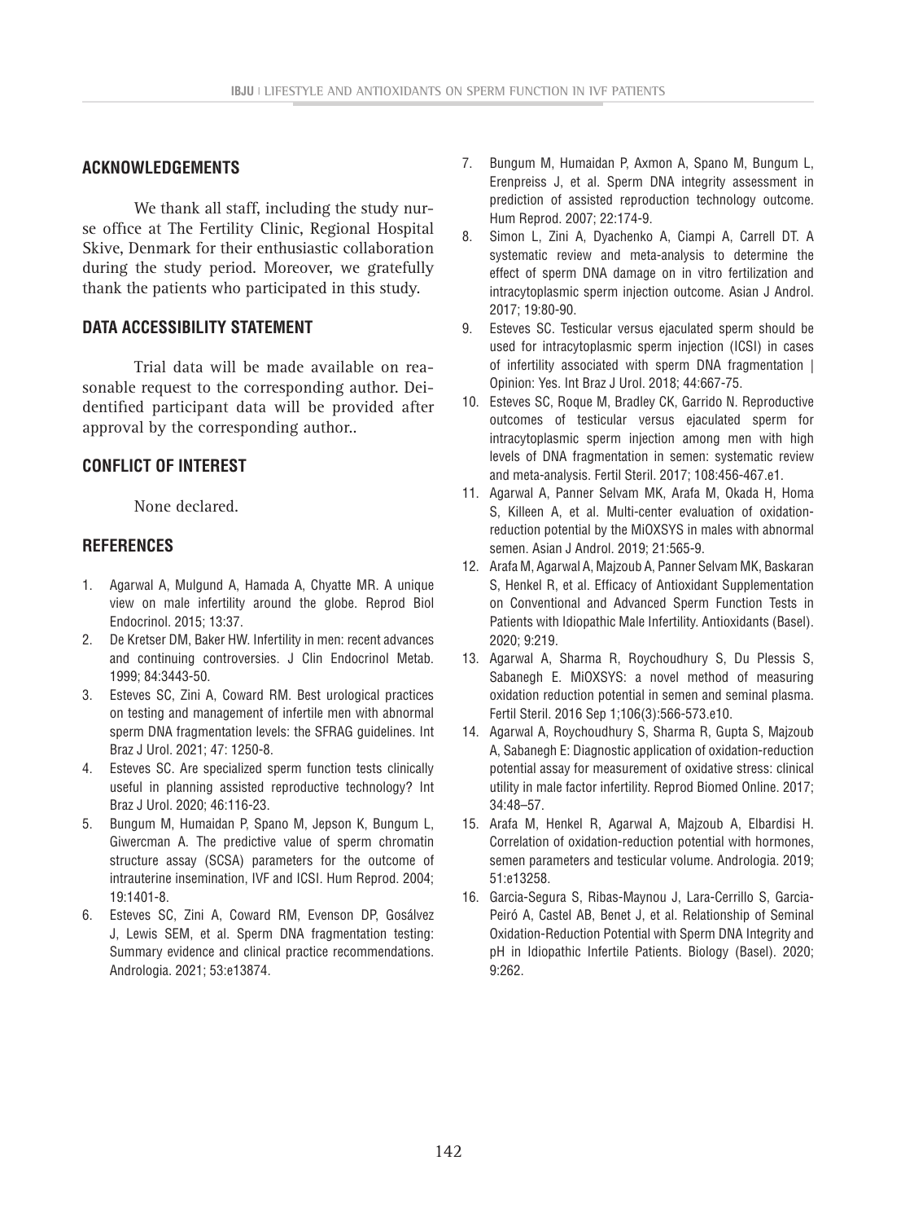## ACKNOWLEDGEMENTS

We thank all staff, including the study nurse office at The Fertility Clinic, Regional Hospital Skive, Denmark for their enthusiastic collaboration during the study period. Moreover, we gratefully thank the patients who participated in this study.

## DATA ACCESSIBILITY STATEMENT

Trial data will be made available on reasonable request to the corresponding author. Deidentified participant data will be provided after approval by the corresponding author..

## CONFLICT OF INTEREST

None declared.

## REFERENCES

1. Agarwal A, Mulgund A, Hamada A, Chyatte MR. A unique view on male infertility around the globe. Reprod Biol Endocrinol. 2015; 13:37.
2. De Kretser DM, Baker HW. Infertility in men: recent advances and continuing controversies. J Clin Endocrinol Metab. 1999; 84:3443-50.
3. Esteves SC, Zini A, Coward RM. Best urological practices on testing and management of infertile men with abnormal sperm DNA fragmentation levels: the SFRAG guidelines. Int Braz J Urol. 2021; 47: 1250-8.
4. Esteves SC. Are specialized sperm function tests clinically useful in planning assisted reproductive technology? Int Braz J Urol. 2020; 46:116-23.
5. Bungum M, Humaidan P, Spano M, Jepson K, Bungum L, Giwercman A. The predictive value of sperm chromatin structure assay (SCSA) parameters for the outcome of intrauterine insemination, IVF and ICSI. Hum Reprod. 2004; 19:1401-8.
6. Esteves SC, Zini A, Coward RM, Evenson DP, Gosálvez J, Lewis SEM, et al. Sperm DNA fragmentation testing: Summary evidence and clinical practice recommendations. Andrologia. 2021; 53:e13874.
7. Bungum M, Humaidan P, Axmon A, Spano M, Bungum L, Erenpreiss J, et al. Sperm DNA integrity assessment in prediction of assisted reproduction technology outcome. Hum Reprod. 2007; 22:174-9.
8. Simon L, Zini A, Dyachenko A, Ciampi A, Carrell DT. A systematic review and meta-analysis to determine the effect of sperm DNA damage on in vitro fertilization and intracytoplasmic sperm injection outcome. Asian J Androl. 2017; 19:80-90.
9. Esteves SC. Testicular versus ejaculated sperm should be used for intracytoplasmic sperm injection (ICSI) in cases of infertility associated with sperm DNA fragmentation | Opinion: Yes. Int Braz J Urol. 2018; 44:667-75.
10. Esteves SC, Roque M, Bradley CK, Garrido N. Reproductive outcomes of testicular versus ejaculated sperm for intracytoplasmic sperm injection among men with high levels of DNA fragmentation in semen: systematic review and meta-analysis. Fertil Steril. 2017; 108:456-467.e1.
11. Agarwal A, Panner Selvam MK, Arafa M, Okada H, Homa S, Killeen A, et al. Multi-center evaluation of oxidation-reduction potential by the MiOXSYS in males with abnormal semen. Asian J Androl. 2019; 21:565-9.
12. Arafa M, Agarwal A, Majzoub A, Panner Selvam MK, Baskaran S, Henkel R, et al. Efficacy of Antioxidant Supplementation on Conventional and Advanced Sperm Function Tests in Patients with Idiopathic Male Infertility. Antioxidants (Basel). 2020; 9:219.
13. Agarwal A, Sharma R, Roychoudhury S, Du Plessis S, Sabanegh E. MiOXSYS: a novel method of measuring oxidation reduction potential in semen and seminal plasma. Fertil Steril. 2016 Sep 1;106(3):566-573.e10.
14. Agarwal A, Roychoudhury S, Sharma R, Gupta S, Majzoub A, Sabanegh E: Diagnostic application of oxidation-reduction potential assay for measurement of oxidative stress: clinical utility in male factor infertility. Reprod Biomed Online. 2017; 34:48–57.
15. Arafa M, Henkel R, Agarwal A, Majzoub A, Elbardisi H. Correlation of oxidation-reduction potential with hormones, semen parameters and testicular volume. Andrologia. 2019; 51:e13258.
16. Garcia-Segura S, Ribas-Maynou J, Lara-Cerrillo S, Garcia-Peiró A, Castel AB, Benet J, et al. Relationship of Seminal Oxidation-Reduction Potential with Sperm DNA Integrity and pH in Idiopathic Infertile Patients. Biology (Basel). 2020; 9:262.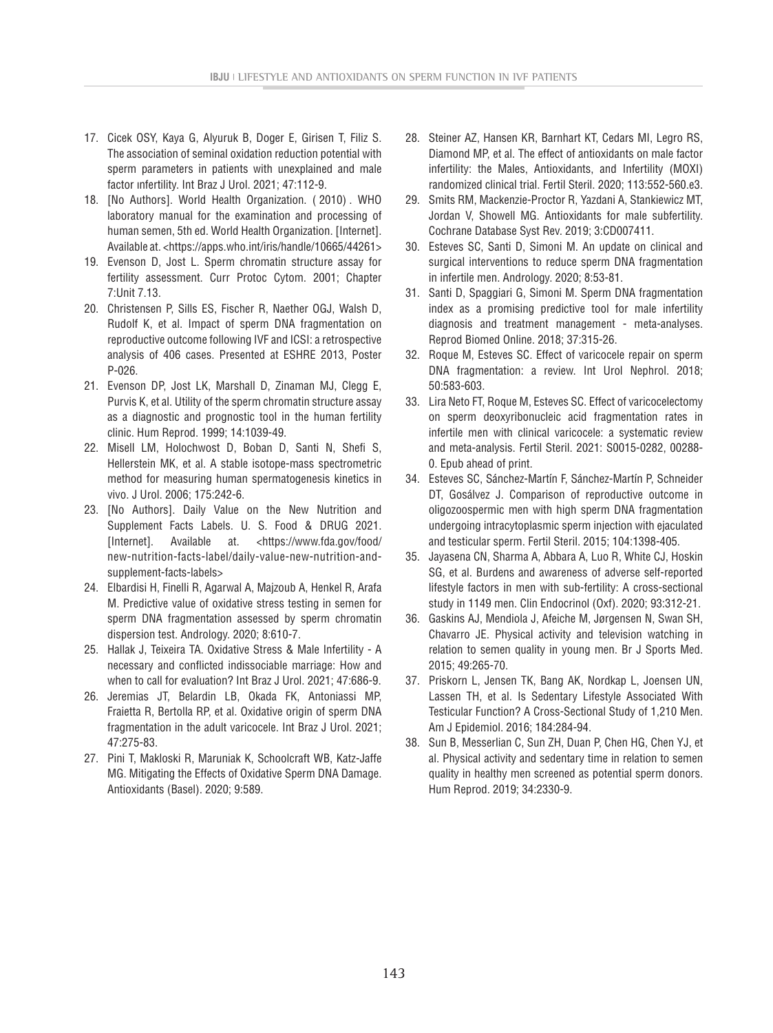17. Cicek OSY, Kaya G, Alyuruk B, Doger E, Girisen T, Filiz S. The association of seminal oxidation reduction potential with sperm parameters in patients with unexplained and male factor ınfertility. Int Braz J Urol. 2021; 47:112-9.
18. [No Authors]. World Health Organization. ( 2010) . WHO laboratory manual for the examination and processing of human semen, 5th ed. World Health Organization. [Internet]. Available at. <https://apps.who.int/iris/handle/10665/44261>
19. Evenson D, Jost L. Sperm chromatin structure assay for fertility assessment. Curr Protoc Cytom. 2001; Chapter 7:Unit 7.13.
20. Christensen P, Sills ES, Fischer R, Naether OGJ, Walsh D, Rudolf K, et al. Impact of sperm DNA fragmentation on reproductive outcome following IVF and ICSI: a retrospective analysis of 406 cases. Presented at ESHRE 2013, Poster P-026.
21. Evenson DP, Jost LK, Marshall D, Zinaman MJ, Clegg E, Purvis K, et al. Utility of the sperm chromatin structure assay as a diagnostic and prognostic tool in the human fertility clinic. Hum Reprod. 1999; 14:1039-49.
22. Misell LM, Holochwost D, Boban D, Santi N, Shefi S, Hellerstein MK, et al. A stable isotope-mass spectrometric method for measuring human spermatogenesis kinetics in vivo. J Urol. 2006; 175:242-6.
23. [No Authors]. Daily Value on the New Nutrition and Supplement Facts Labels. U. S. Food & DRUG 2021. [Internet]. Available at. <https://www.fda.gov/food/new-nutrition-facts-label/daily-value-new-nutrition-and-supplement-facts-labels>
24. Elbardisi H, Finelli R, Agarwal A, Majzoub A, Henkel R, Arafa M. Predictive value of oxidative stress testing in semen for sperm DNA fragmentation assessed by sperm chromatin dispersion test. Andrology. 2020; 8:610-7.
25. Hallak J, Teixeira TA. Oxidative Stress & Male Infertility - A necessary and conflicted indissociable marriage: How and when to call for evaluation? Int Braz J Urol. 2021; 47:686-9.
26. Jeremias JT, Belardin LB, Okada FK, Antoniassi MP, Fraietta R, Bertolla RP, et al. Oxidative origin of sperm DNA fragmentation in the adult varicocele. Int Braz J Urol. 2021; 47:275-83.
27. Pini T, Makloski R, Maruniak K, Schoolcraft WB, Katz-Jaffe MG. Mitigating the Effects of Oxidative Sperm DNA Damage. Antioxidants (Basel). 2020; 9:589.
28. Steiner AZ, Hansen KR, Barnhart KT, Cedars MI, Legro RS, Diamond MP, et al. The effect of antioxidants on male factor infertility: the Males, Antioxidants, and Infertility (MOXI) randomized clinical trial. Fertil Steril. 2020; 113:552-560.e3.
29. Smits RM, Mackenzie-Proctor R, Yazdani A, Stankiewicz MT, Jordan V, Showell MG. Antioxidants for male subfertility. Cochrane Database Syst Rev. 2019; 3:CD007411.
30. Esteves SC, Santi D, Simoni M. An update on clinical and surgical interventions to reduce sperm DNA fragmentation in infertile men. Andrology. 2020; 8:53-81.
31. Santi D, Spaggiari G, Simoni M. Sperm DNA fragmentation index as a promising predictive tool for male infertility diagnosis and treatment management - meta-analyses. Reprod Biomed Online. 2018; 37:315-26.
32. Roque M, Esteves SC. Effect of varicocele repair on sperm DNA fragmentation: a review. Int Urol Nephrol. 2018; 50:583-603.
33. Lira Neto FT, Roque M, Esteves SC. Effect of varicocelectomy on sperm deoxyribonucleic acid fragmentation rates in infertile men with clinical varicocele: a systematic review and meta-analysis. Fertil Steril. 2021: S0015-0282, 00288-0. Epub ahead of print.
34. Esteves SC, Sánchez-Martín F, Sánchez-Martín P, Schneider DT, Gosálvez J. Comparison of reproductive outcome in oligozoospermic men with high sperm DNA fragmentation undergoing intracytoplasmic sperm injection with ejaculated and testicular sperm. Fertil Steril. 2015; 104:1398-405.
35. Jayasena CN, Sharma A, Abbara A, Luo R, White CJ, Hoskin SG, et al. Burdens and awareness of adverse self-reported lifestyle factors in men with sub-fertility: A cross-sectional study in 1149 men. Clin Endocrinol (Oxf). 2020; 93:312-21.
36. Gaskins AJ, Mendiola J, Afeiche M, Jørgensen N, Swan SH, Chavarro JE. Physical activity and television watching in relation to semen quality in young men. Br J Sports Med. 2015; 49:265-70.
37. Priskorn L, Jensen TK, Bang AK, Nordkap L, Joensen UN, Lassen TH, et al. Is Sedentary Lifestyle Associated With Testicular Function? A Cross-Sectional Study of 1,210 Men. Am J Epidemiol. 2016; 184:284-94.
38. Sun B, Messerlian C, Sun ZH, Duan P, Chen HG, Chen YJ, et al. Physical activity and sedentary time in relation to semen quality in healthy men screened as potential sperm donors. Hum Reprod. 2019; 34:2330-9.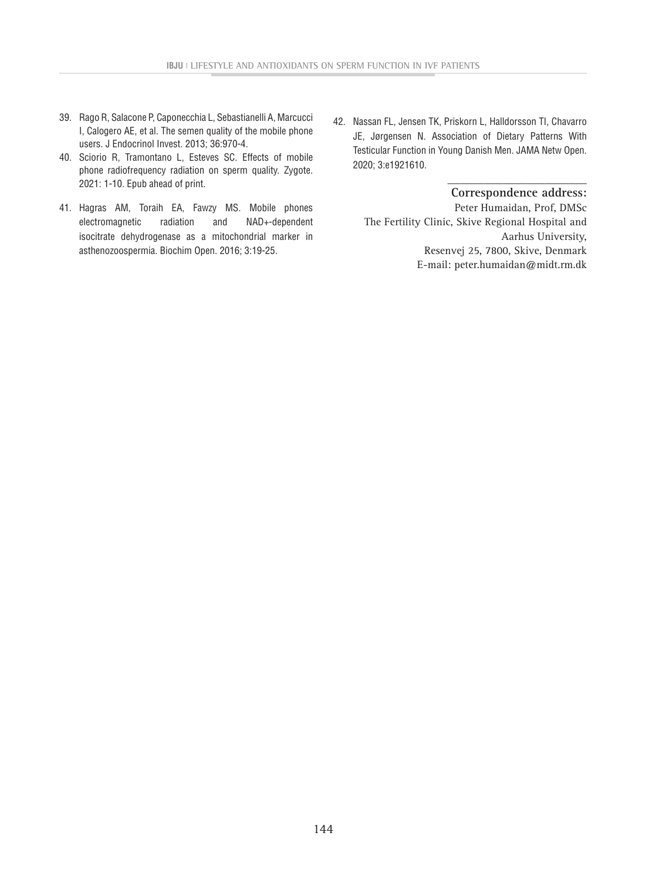39. Rago R, Salacone P, Caponecchia L, Sebastianelli A, Marcucci I, Calogero AE, et al. The semen quality of the mobile phone users. J Endocrinol Invest. 2013; 36:970-4.
40. Sciorio R, Tramontano L, Esteves SC. Effects of mobile phone radiofrequency radiation on sperm quality. Zygote. 2021: 1-10. Epub ahead of print.
41. Hagras AM, Toraih EA, Fawzy MS. Mobile phones electromagnetic radiation and NAD+-dependent isocitrate dehydrogenase as a mitochondrial marker in asthenozoospermia. Biochim Open. 2016; 3:19-25.
42. Nassan FL, Jensen TK, Priskorn L, Halldorsson TI, Chavarro JE, Jørgensen N. Association of Dietary Patterns With Testicular Function in Young Danish Men. JAMA Netw Open. 2020; 3:e1921610.

**Correspondence address:**

Peter Humaidan, Prof, DMSc
The Fertility Clinic, Skive Regional Hospital and Aarhus University,
Resenvej 25, 7800, Skive, Denmark
E-mail: peter.humaidan@midt.rm.dk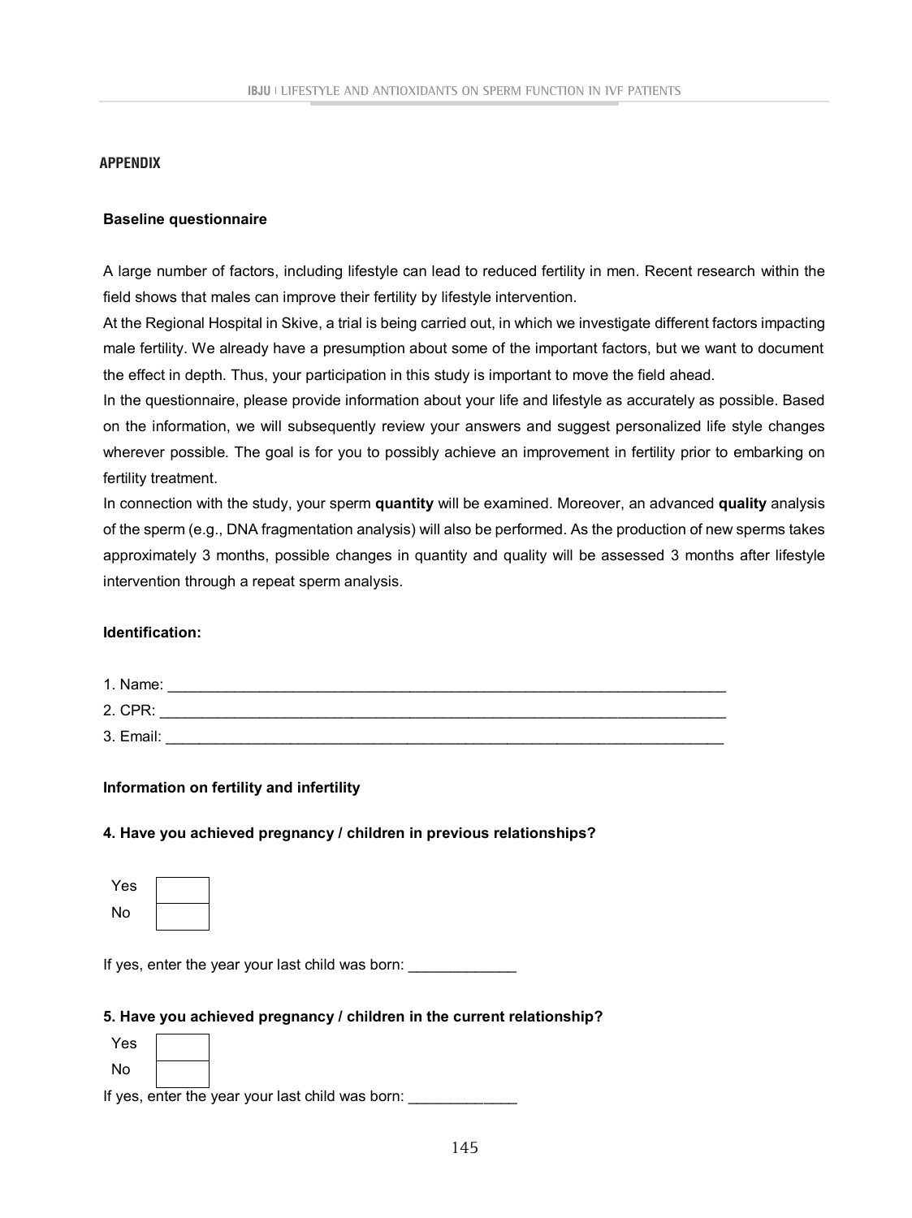## APPENDIX

### Baseline questionnaire

A large number of factors, including lifestyle can lead to reduced fertility in men. Recent research within the field shows that males can improve their fertility by lifestyle intervention.

At the Regional Hospital in Skive, a trial is being carried out, in which we investigate different factors impacting male fertility. We already have a presumption about some of the important factors, but we want to document the effect in depth. Thus, your participation in this study is important to move the field ahead.

In the questionnaire, please provide information about your life and lifestyle as accurately as possible. Based on the information, we will subsequently review your answers and suggest personalized life style changes wherever possible. The goal is for you to possibly achieve an improvement in fertility prior to embarking on fertility treatment.

In connection with the study, your sperm **quantity** will be examined. Moreover, an advanced **quality** analysis of the sperm (e.g., DNA fragmentation analysis) will also be performed. As the production of new sperms takes approximately 3 months, possible changes in quantity and quality will be assessed 3 months after lifestyle intervention through a repeat sperm analysis.

**Identification:**

1. Name: ______________________________________________________________________
2. CPR: _______________________________________________________________________
3. Email: ______________________________________________________________________

**Information on fertility and infertility**

**4. Have you achieved pregnancy / children in previous relationships?**

| | |
|---|---|
| Yes | |
| No | |

If yes, enter the year your last child was born: _____________

**5. Have you achieved pregnancy / children in the current relationship?**

| | |
|---|---|
| Yes | |
| No | |

If yes, enter the year your last child was born: _____________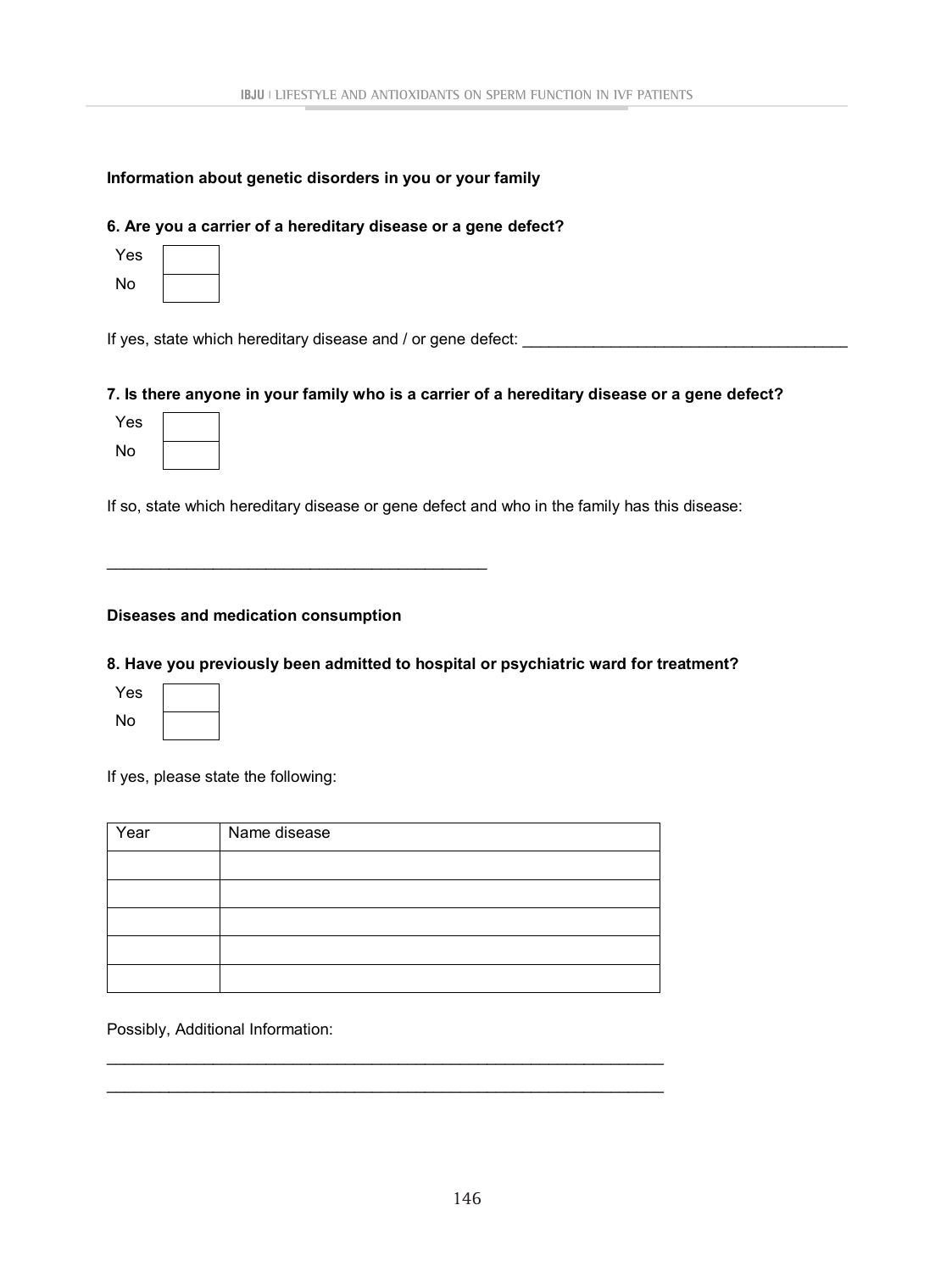**Information about genetic disorders in you or your family**

**6. Are you a carrier of a hereditary disease or a gene defect?**

| Yes | |
|---|---|
| No | |

If yes, state which hereditary disease and / or gene defect: ______________________________________

**7. Is there anyone in your family who is a carrier of a hereditary disease or a gene defect?**

| Yes | |
|---|---|
| No | |

If so, state which hereditary disease or gene defect and who in the family has this disease:

______________________________________________

**Diseases and medication consumption**

**8. Have you previously been admitted to hospital or psychiatric ward for treatment?**

| Yes | |
|---|---|
| No | |

If yes, please state the following:

| Year | Name disease |
|---|---|
| | |
| | |
| | |
| | |
| | |

Possibly, Additional Information:

_________________________________________________________________

_________________________________________________________________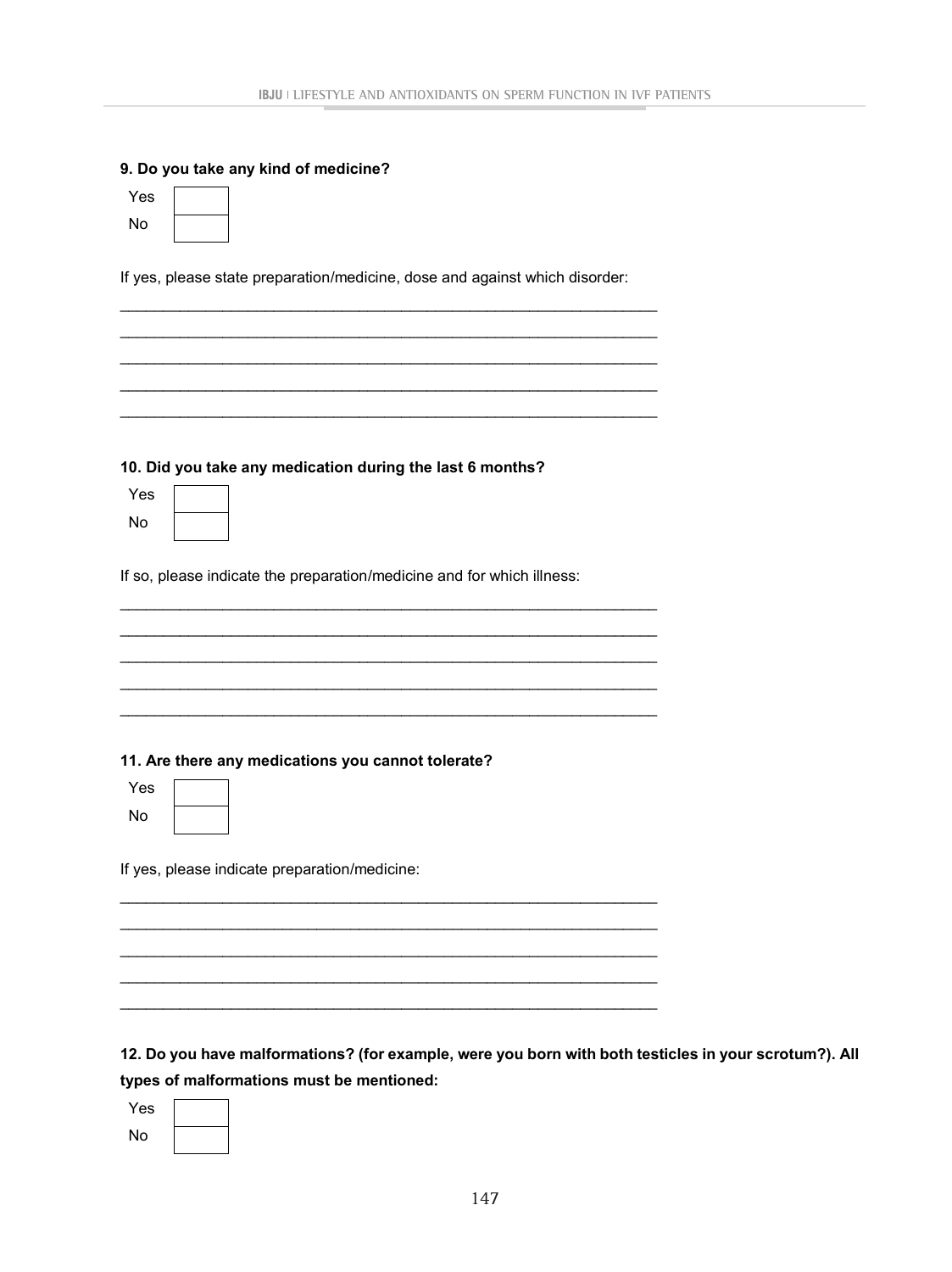**9. Do you take any kind of medicine?**

| | |
|---|---|
| Yes | |
| No | |

If yes, please state preparation/medicine, dose and against which disorder:

\_\_\_\_\_\_\_\_\_\_\_\_\_\_\_\_\_\_\_\_\_\_\_\_\_\_\_\_\_\_\_\_\_\_\_\_\_\_\_\_\_\_\_\_\_\_\_\_\_\_\_\_\_\_\_\_\_\_\_\_\_\_

\_\_\_\_\_\_\_\_\_\_\_\_\_\_\_\_\_\_\_\_\_\_\_\_\_\_\_\_\_\_\_\_\_\_\_\_\_\_\_\_\_\_\_\_\_\_\_\_\_\_\_\_\_\_\_\_\_\_\_\_\_\_

\_\_\_\_\_\_\_\_\_\_\_\_\_\_\_\_\_\_\_\_\_\_\_\_\_\_\_\_\_\_\_\_\_\_\_\_\_\_\_\_\_\_\_\_\_\_\_\_\_\_\_\_\_\_\_\_\_\_\_\_\_\_

\_\_\_\_\_\_\_\_\_\_\_\_\_\_\_\_\_\_\_\_\_\_\_\_\_\_\_\_\_\_\_\_\_\_\_\_\_\_\_\_\_\_\_\_\_\_\_\_\_\_\_\_\_\_\_\_\_\_\_\_\_\_

\_\_\_\_\_\_\_\_\_\_\_\_\_\_\_\_\_\_\_\_\_\_\_\_\_\_\_\_\_\_\_\_\_\_\_\_\_\_\_\_\_\_\_\_\_\_\_\_\_\_\_\_\_\_\_\_\_\_\_\_\_\_

**10. Did you take any medication during the last 6 months?**

| | |
|---|---|
| Yes | |
| No | |

If so, please indicate the preparation/medicine and for which illness:

\_\_\_\_\_\_\_\_\_\_\_\_\_\_\_\_\_\_\_\_\_\_\_\_\_\_\_\_\_\_\_\_\_\_\_\_\_\_\_\_\_\_\_\_\_\_\_\_\_\_\_\_\_\_\_\_\_\_\_\_\_\_

\_\_\_\_\_\_\_\_\_\_\_\_\_\_\_\_\_\_\_\_\_\_\_\_\_\_\_\_\_\_\_\_\_\_\_\_\_\_\_\_\_\_\_\_\_\_\_\_\_\_\_\_\_\_\_\_\_\_\_\_\_\_

\_\_\_\_\_\_\_\_\_\_\_\_\_\_\_\_\_\_\_\_\_\_\_\_\_\_\_\_\_\_\_\_\_\_\_\_\_\_\_\_\_\_\_\_\_\_\_\_\_\_\_\_\_\_\_\_\_\_\_\_\_\_

\_\_\_\_\_\_\_\_\_\_\_\_\_\_\_\_\_\_\_\_\_\_\_\_\_\_\_\_\_\_\_\_\_\_\_\_\_\_\_\_\_\_\_\_\_\_\_\_\_\_\_\_\_\_\_\_\_\_\_\_\_\_

\_\_\_\_\_\_\_\_\_\_\_\_\_\_\_\_\_\_\_\_\_\_\_\_\_\_\_\_\_\_\_\_\_\_\_\_\_\_\_\_\_\_\_\_\_\_\_\_\_\_\_\_\_\_\_\_\_\_\_\_\_\_

**11. Are there any medications you cannot tolerate?**

| | |
|---|---|
| Yes | |
| No | |

If yes, please indicate preparation/medicine:

\_\_\_\_\_\_\_\_\_\_\_\_\_\_\_\_\_\_\_\_\_\_\_\_\_\_\_\_\_\_\_\_\_\_\_\_\_\_\_\_\_\_\_\_\_\_\_\_\_\_\_\_\_\_\_\_\_\_\_\_\_\_

\_\_\_\_\_\_\_\_\_\_\_\_\_\_\_\_\_\_\_\_\_\_\_\_\_\_\_\_\_\_\_\_\_\_\_\_\_\_\_\_\_\_\_\_\_\_\_\_\_\_\_\_\_\_\_\_\_\_\_\_\_\_

\_\_\_\_\_\_\_\_\_\_\_\_\_\_\_\_\_\_\_\_\_\_\_\_\_\_\_\_\_\_\_\_\_\_\_\_\_\_\_\_\_\_\_\_\_\_\_\_\_\_\_\_\_\_\_\_\_\_\_\_\_\_

\_\_\_\_\_\_\_\_\_\_\_\_\_\_\_\_\_\_\_\_\_\_\_\_\_\_\_\_\_\_\_\_\_\_\_\_\_\_\_\_\_\_\_\_\_\_\_\_\_\_\_\_\_\_\_\_\_\_\_\_\_\_

\_\_\_\_\_\_\_\_\_\_\_\_\_\_\_\_\_\_\_\_\_\_\_\_\_\_\_\_\_\_\_\_\_\_\_\_\_\_\_\_\_\_\_\_\_\_\_\_\_\_\_\_\_\_\_\_\_\_\_\_\_\_

**12. Do you have malformations? (for example, were you born with both testicles in your scrotum?). All types of malformations must be mentioned:**

| | |
|---|---|
| Yes | |
| No | |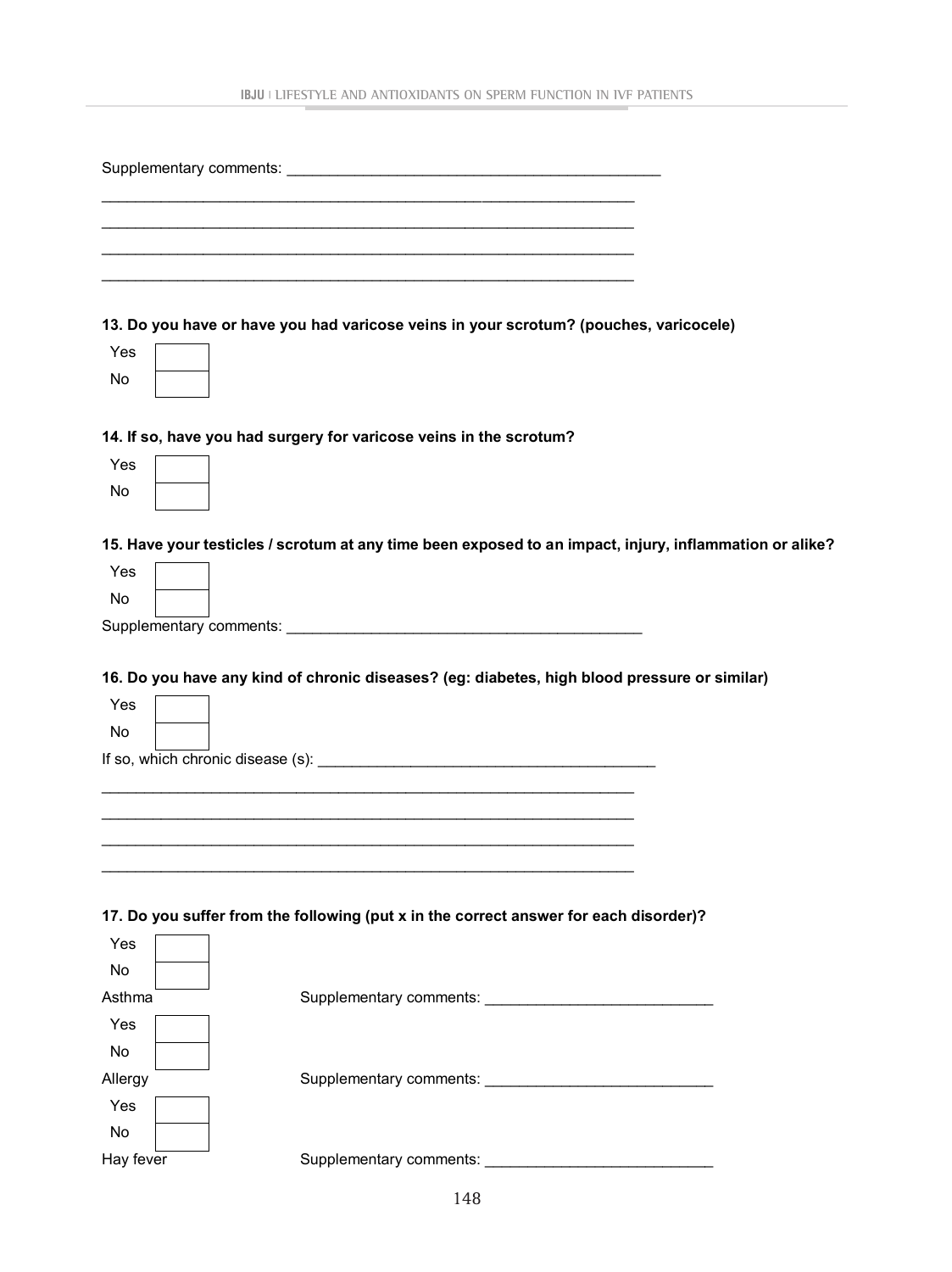Supplementary comments: ____________________________________________

________________________________________________________________

________________________________________________________________

________________________________________________________________

________________________________________________________________

**13. Do you have or have you had varicose veins in your scrotum? (pouches, varicocele)**

Yes ☐

No ☐

**14. If so, have you had surgery for varicose veins in the scrotum?**

Yes ☐

No ☐

**15. Have your testicles / scrotum at any time been exposed to an impact, injury, inflammation or alike?**

Yes ☐

No ☐

Supplementary comments: __________________________________________

**16. Do you have any kind of chronic diseases? (eg: diabetes, high blood pressure or similar)**

Yes ☐

No ☐

If so, which chronic disease (s): ________________________________________

________________________________________________________________

________________________________________________________________

________________________________________________________________

________________________________________________________________

**17. Do you suffer from the following (put x in the correct answer for each disorder)?**

Yes ☐

No ☐

Asthma — Supplementary comments: ___________________________

Yes ☐

No ☐

Allergy — Supplementary comments: ___________________________

Yes ☐

No ☐

Hay fever — Supplementary comments: ___________________________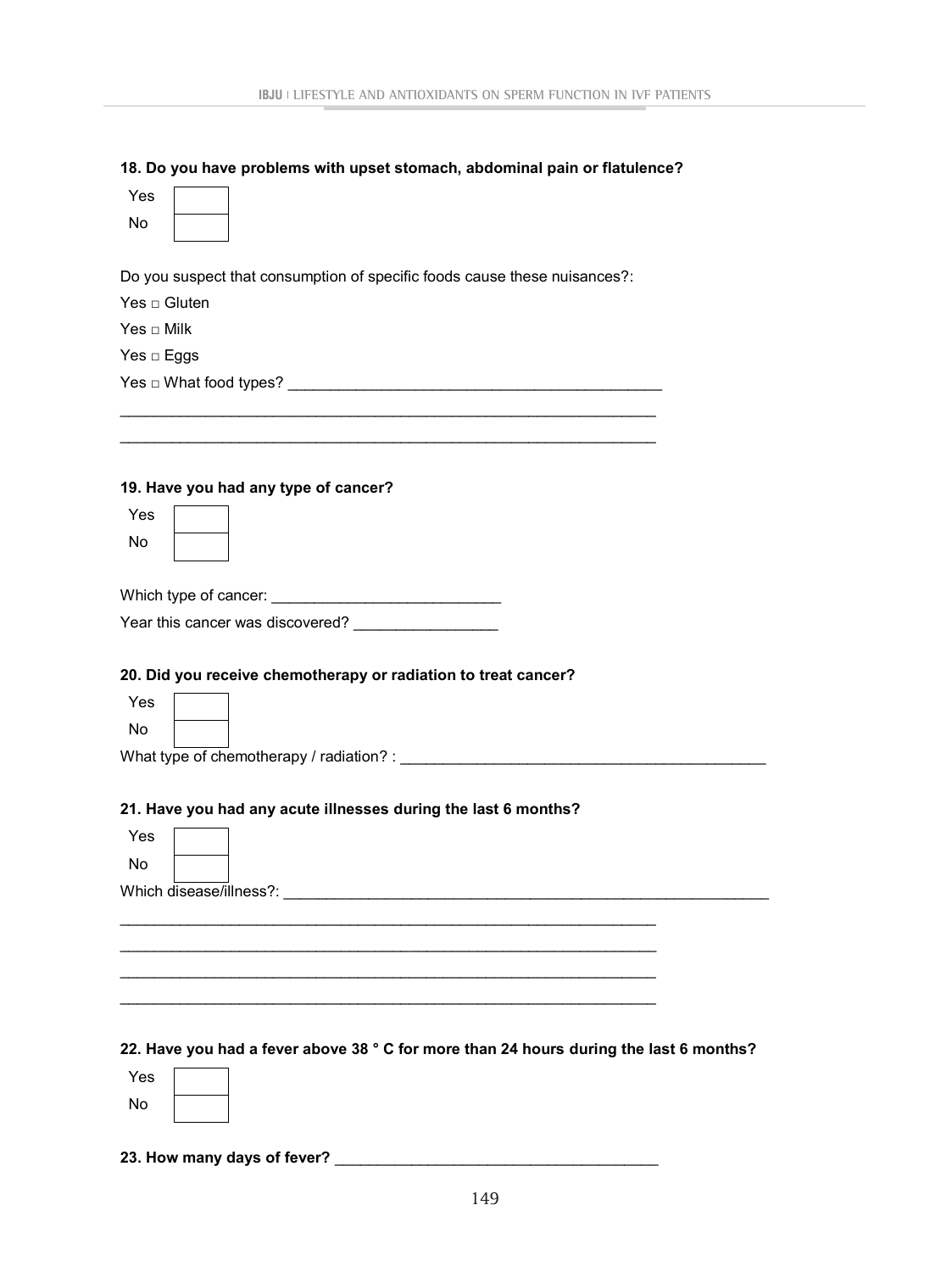**18. Do you have problems with upset stomach, abdominal pain or flatulence?**

| Yes | |
|---|---|
| No | |

Do you suspect that consumption of specific foods cause these nuisances?:

Yes □ Gluten

Yes □ Milk

Yes □ Eggs

Yes □ What food types? ____________________________________________

_________________________________________________________________

_________________________________________________________________

**19. Have you had any type of cancer?**

| Yes | |
|---|---|
| No | |

Which type of cancer: ___________________________

Year this cancer was discovered? _________________

**20. Did you receive chemotherapy or radiation to treat cancer?**

| Yes | |
|---|---|
| No | |

What type of chemotherapy / radiation? : ____________________________________________

**21. Have you had any acute illnesses during the last 6 months?**

| Yes | |
|---|---|
| No | |

Which disease/illness?: ___________________________________________________________

_________________________________________________________________

_________________________________________________________________

_________________________________________________________________

_________________________________________________________________

**22. Have you had a fever above 38 ° C for more than 24 hours during the last 6 months?**

| Yes | |
|---|---|
| No | |

**23. How many days of fever?** ______________________________________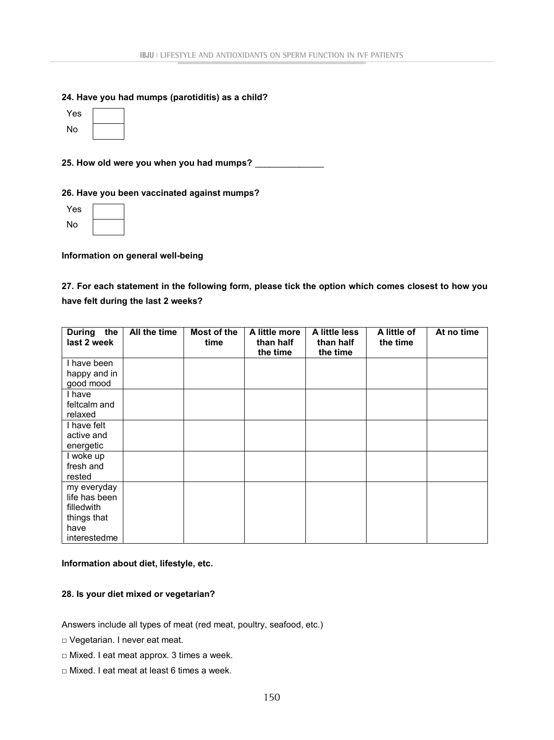**24. Have you had mumps (parotiditis) as a child?**

| | |
|---|---|
| Yes | |
| No | |

**25. How old were you when you had mumps? ______________**

**26. Have you been vaccinated against mumps?**

| | |
|---|---|
| Yes | |
| No | |

**Information on general well-being**

**27. For each statement in the following form, please tick the option which comes closest to how you have felt during the last 2 weeks?**

| During the last 2 week | All the time | Most of the time | A little more than half the time | A little less than half the time | A little of the time | At no time |
|---|---|---|---|---|---|---|
| I have been happy and in good mood | | | | | | |
| I have feltcalm and relaxed | | | | | | |
| I have felt active and energetic | | | | | | |
| I woke up fresh and rested | | | | | | |
| my everyday life has been filledwith things that have interestedme | | | | | | |

**Information about diet, lifestyle, etc.**

**28. Is your diet mixed or vegetarian?**

Answers include all types of meat (red meat, poultry, seafood, etc.)

□ Vegetarian. I never eat meat.

□ Mixed. I eat meat approx. 3 times a week.

□ Mixed. I eat meat at least 6 times a week.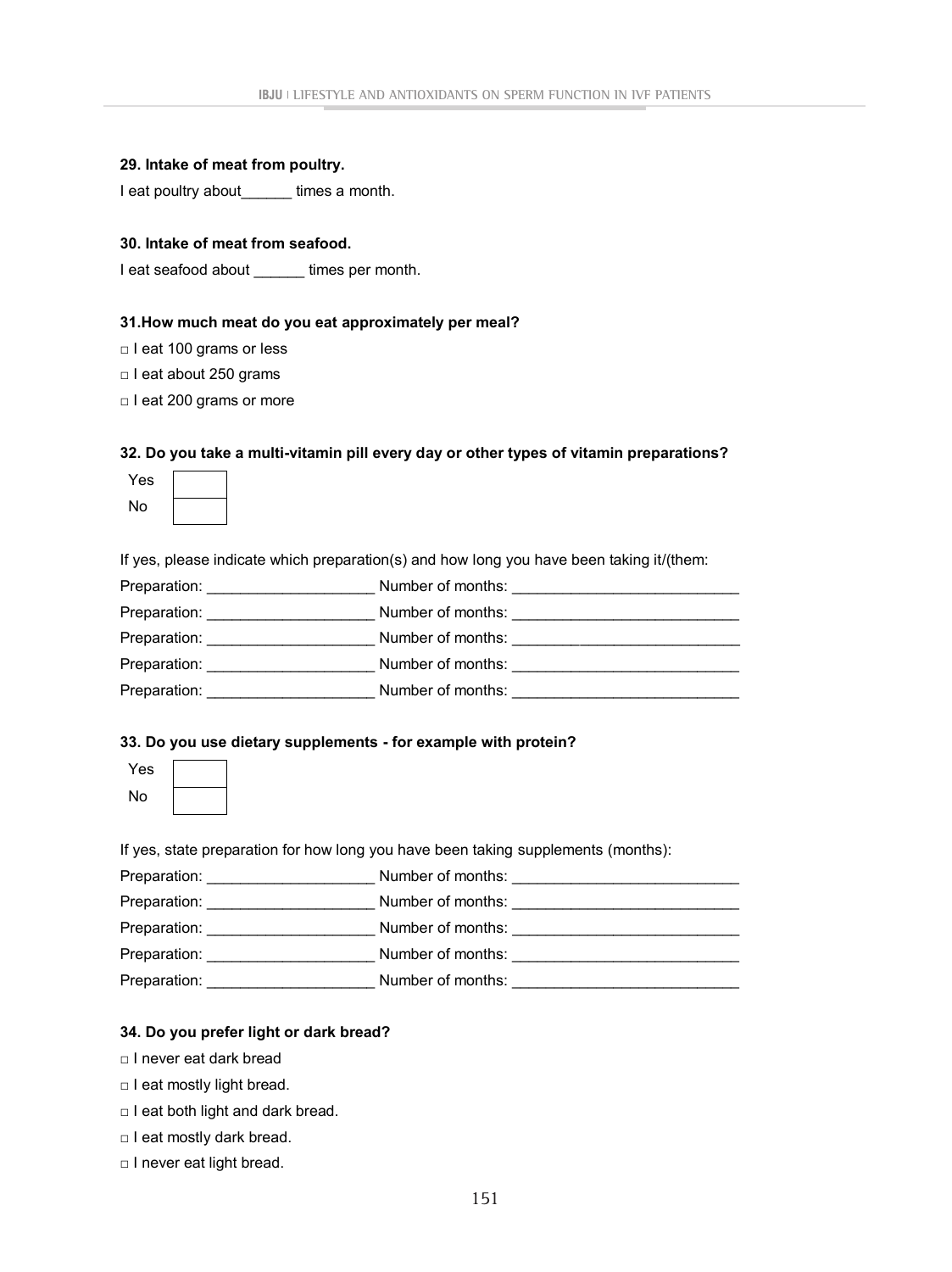**29. Intake of meat from poultry.**

I eat poultry about______ times a month.

**30. Intake of meat from seafood.**

I eat seafood about ______ times per month.

**31.How much meat do you eat approximately per meal?**

□ I eat 100 grams or less

□ I eat about 250 grams

□ I eat 200 grams or more

**32. Do you take a multi-vitamin pill every day or other types of vitamin preparations?**

| Yes | |
|---|---|
| No | |

If yes, please indicate which preparation(s) and how long you have been taking it/(them:

Preparation: ____________________ Number of months: ___________________________

Preparation: ____________________ Number of months: ___________________________

Preparation: ____________________ Number of months: ___________________________

Preparation: ____________________ Number of months: ___________________________

Preparation: ____________________ Number of months: ___________________________

**33. Do you use dietary supplements - for example with protein?**

| Yes | |
|---|---|
| No | |

If yes, state preparation for how long you have been taking supplements (months):

Preparation: ____________________ Number of months: ___________________________

Preparation: ____________________ Number of months: ___________________________

Preparation: ____________________ Number of months: ___________________________

Preparation: ____________________ Number of months: ___________________________

Preparation: ____________________ Number of months: ___________________________

**34. Do you prefer light or dark bread?**

□ I never eat dark bread

□ I eat mostly light bread.

□ I eat both light and dark bread.

□ I eat mostly dark bread.

□ I never eat light bread.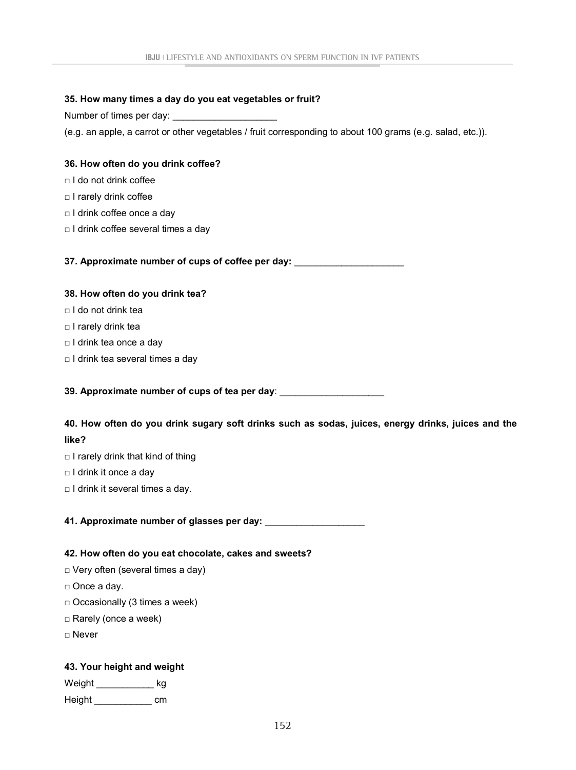**35. How many times a day do you eat vegetables or fruit?**

Number of times per day: ____________________

(e.g. an apple, a carrot or other vegetables / fruit corresponding to about 100 grams (e.g. salad, etc.)).

**36. How often do you drink coffee?**

□ I do not drink coffee

□ I rarely drink coffee

□ I drink coffee once a day

□ I drink coffee several times a day

**37. Approximate number of cups of coffee per day:** _____________________

**38. How often do you drink tea?**

□ I do not drink tea

□ I rarely drink tea

□ I drink tea once a day

□ I drink tea several times a day

**39. Approximate number of cups of tea per day**: ____________________

**40. How often do you drink sugary soft drinks such as sodas, juices, energy drinks, juices and the like?**

□ I rarely drink that kind of thing

□ I drink it once a day

□ I drink it several times a day.

**41. Approximate number of glasses per day:** ___________________

**42. How often do you eat chocolate, cakes and sweets?**

□ Very often (several times a day)

□ Once a day.

□ Occasionally (3 times a week)

□ Rarely (once a week)

□ Never

**43. Your height and weight**

Weight ___________ kg

Height ___________ cm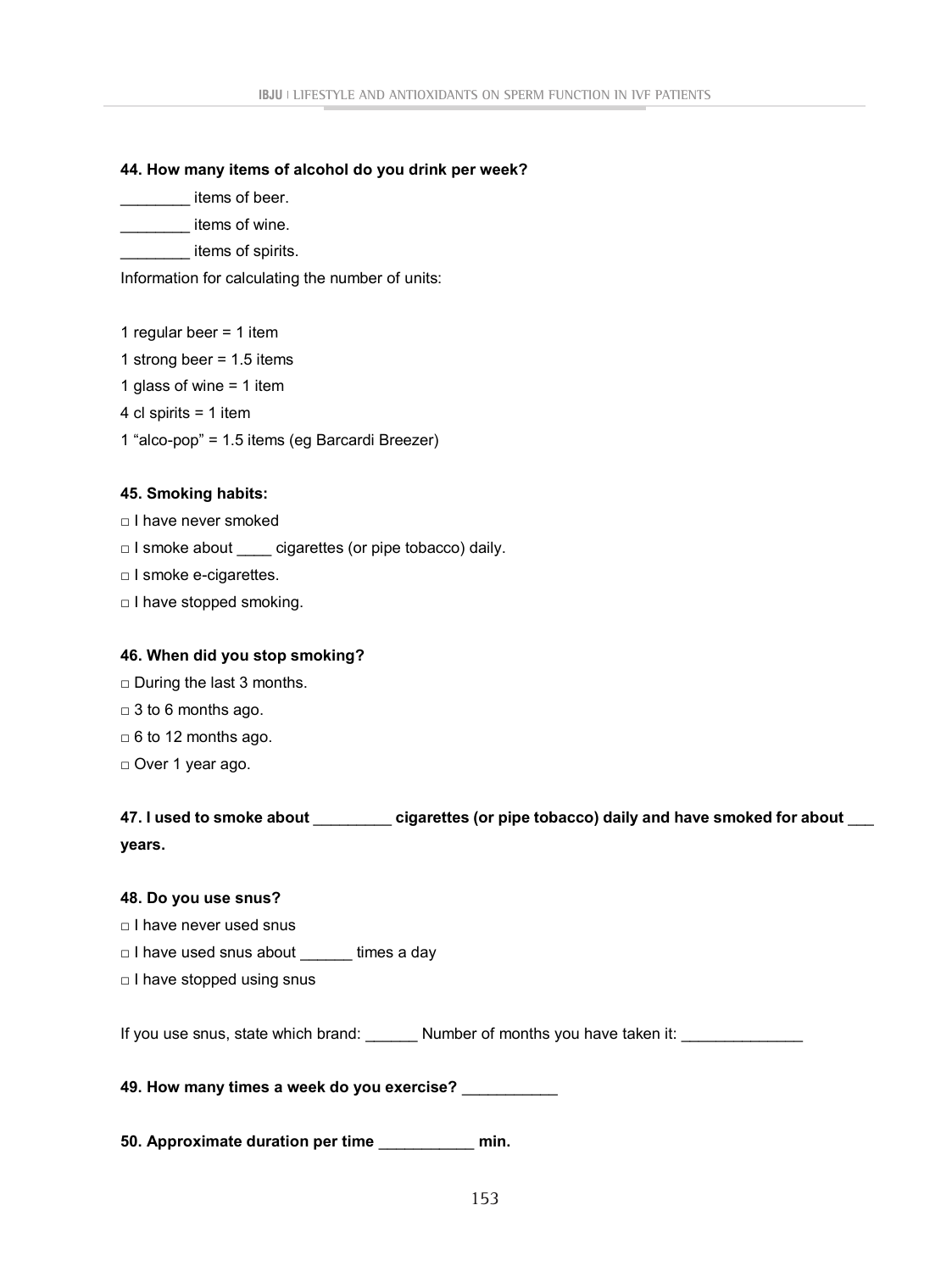**44. How many items of alcohol do you drink per week?**

________ items of beer.

________ items of wine.

________ items of spirits.

Information for calculating the number of units:

1 regular beer = 1 item

1 strong beer = 1.5 items

1 glass of wine = 1 item

4 cl spirits = 1 item

1 "alco-pop" = 1.5 items (eg Barcardi Breezer)

**45. Smoking habits:**

□ I have never smoked

□ I smoke about ____ cigarettes (or pipe tobacco) daily.

□ I smoke e-cigarettes.

□ I have stopped smoking.

**46. When did you stop smoking?**

□ During the last 3 months.

□ 3 to 6 months ago.

□ 6 to 12 months ago.

□ Over 1 year ago.

**47. I used to smoke about _________ cigarettes (or pipe tobacco) daily and have smoked for about ___ years.**

**48. Do you use snus?**

□ I have never used snus

□ I have used snus about ______ times a day

□ I have stopped using snus

If you use snus, state which brand: ______ Number of months you have taken it: ______________

**49. How many times a week do you exercise?** ___________

**50. Approximate duration per time** ___________ **min.**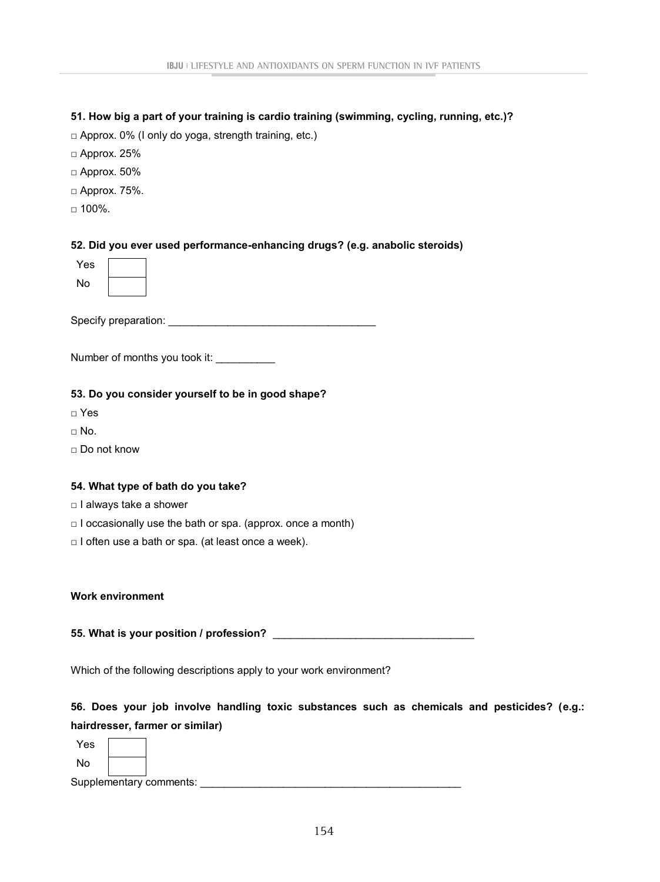**51. How big a part of your training is cardio training (swimming, cycling, running, etc.)?**

□ Approx. 0% (I only do yoga, strength training, etc.)

□ Approx. 25%

□ Approx. 50%

□ Approx. 75%.

□ 100%.

**52. Did you ever used performance-enhancing drugs? (e.g. anabolic steroids)**

| Yes | |
|---|---|
| No | |

Specify preparation: ___________________________________

Number of months you took it: __________

**53. Do you consider yourself to be in good shape?**

□ Yes

□ No.

□ Do not know

**54. What type of bath do you take?**

□ I always take a shower

□ I occasionally use the bath or spa. (approx. once a month)

□ I often use a bath or spa. (at least once a week).

**Work environment**

**55. What is your position / profession?** __________________________________

Which of the following descriptions apply to your work environment?

**56. Does your job involve handling toxic substances such as chemicals and pesticides? (e.g.: hairdresser, farmer or similar)**

| Yes | |
|---|---|
| No | |

Supplementary comments: ____________________________________________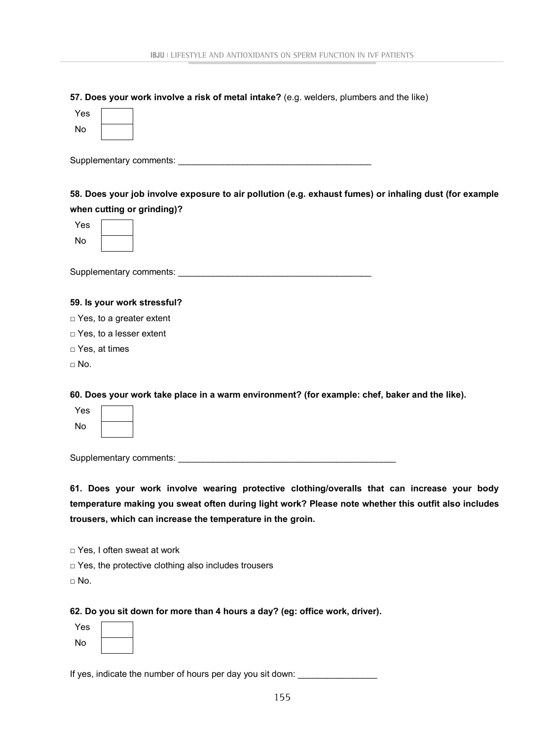**57. Does your work involve a risk of metal intake?** (e.g. welders, plumbers and the like)

| | |
|---|---|
| Yes | |
| No | |

Supplementary comments: ________________________________________

**58. Does your job involve exposure to air pollution (e.g. exhaust fumes) or inhaling dust (for example when cutting or grinding)?**

| | |
|---|---|
| Yes | |
| No | |

Supplementary comments: ________________________________________

**59. Is your work stressful?**

□ Yes, to a greater extent

□ Yes, to a lesser extent

□ Yes, at times

□ No.

**60. Does your work take place in a warm environment? (for example: chef, baker and the like).**

| | |
|---|---|
| Yes | |
| No | |

Supplementary comments: ______________________________________________

**61. Does your work involve wearing protective clothing/overalls that can increase your body temperature making you sweat often during light work? Please note whether this outfit also includes trousers, which can increase the temperature in the groin.**

□ Yes, I often sweat at work

□ Yes, the protective clothing also includes trousers

□ No.

**62. Do you sit down for more than 4 hours a day? (eg: office work, driver).**

| | |
|---|---|
| Yes | |
| No | |

If yes, indicate the number of hours per day you sit down: ________________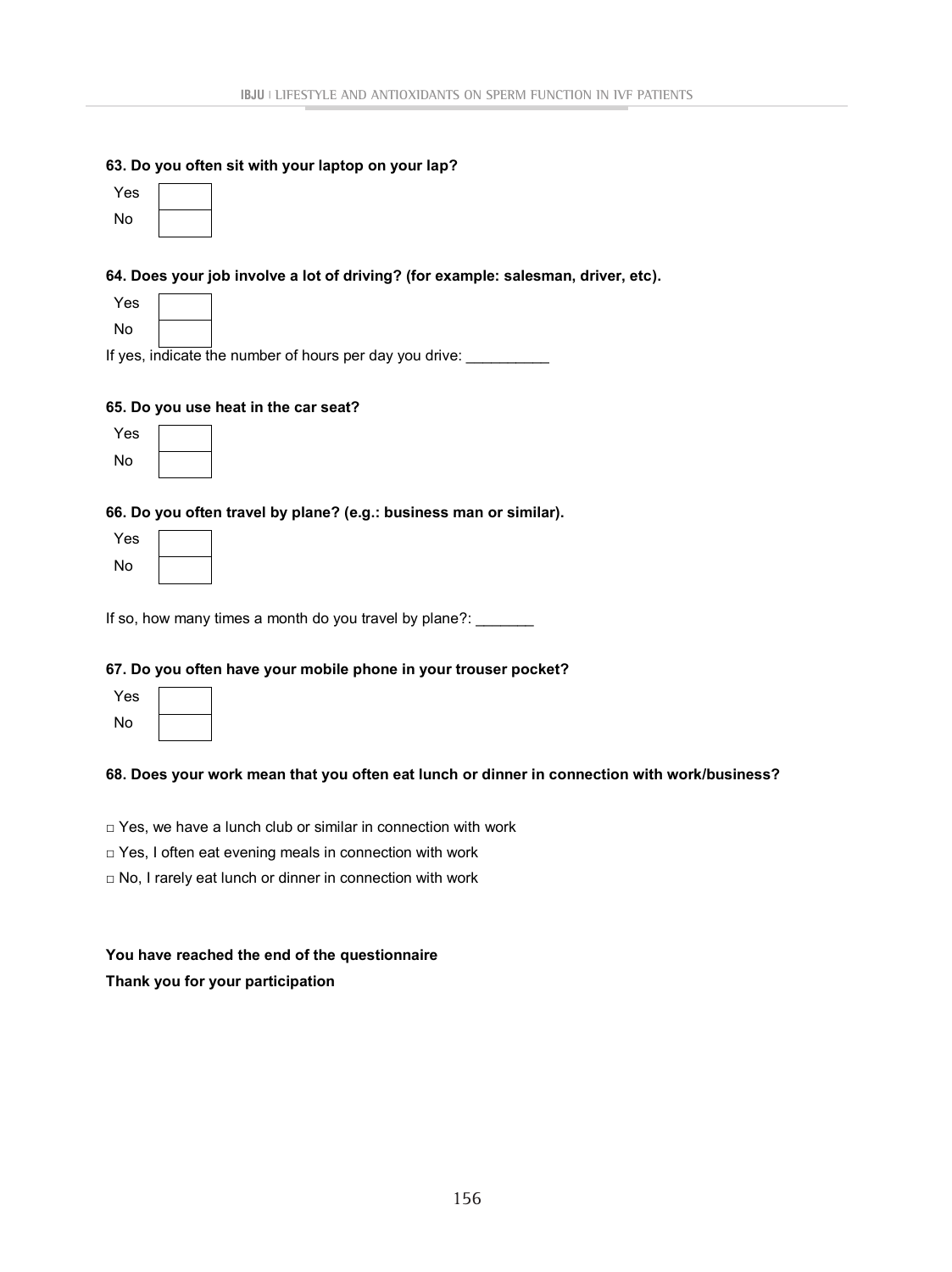**63. Do you often sit with your laptop on your lap?**

| | |
|---|---|
| Yes | |
| No | |

**64. Does your job involve a lot of driving? (for example: salesman, driver, etc).**

| | |
|---|---|
| Yes | |
| No | |

If yes, indicate the number of hours per day you drive: __________

**65. Do you use heat in the car seat?**

| | |
|---|---|
| Yes | |
| No | |

**66. Do you often travel by plane? (e.g.: business man or similar).**

| | |
|---|---|
| Yes | |
| No | |

If so, how many times a month do you travel by plane?: _______

**67. Do you often have your mobile phone in your trouser pocket?**

| | |
|---|---|
| Yes | |
| No | |

**68. Does your work mean that you often eat lunch or dinner in connection with work/business?**

□ Yes, we have a lunch club or similar in connection with work

□ Yes, I often eat evening meals in connection with work

□ No, I rarely eat lunch or dinner in connection with work

**You have reached the end of the questionnaire**

**Thank you for your participation**